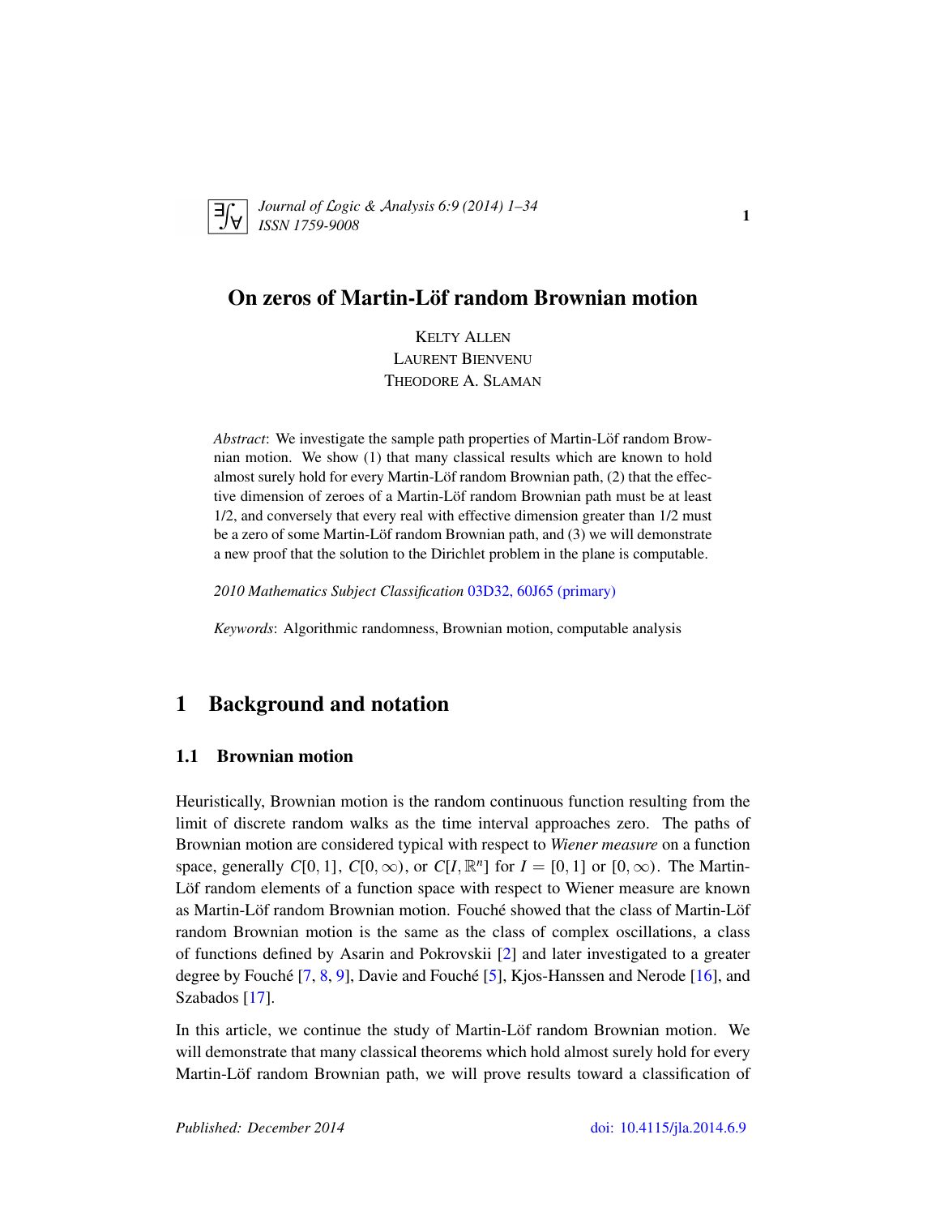# On zeros of Martin-Löf random Brownian motion

KELTY ALLEN
LAURENT BIENVENU
THEODORE A. SLAMAN

*Abstract*: We investigate the sample path properties of Martin-Löf random Brownian motion. We show (1) that many classical results which are known to hold almost surely hold for every Martin-Löf random Brownian path, (2) that the effective dimension of zeroes of a Martin-Löf random Brownian path must be at least 1/2, and conversely that every real with effective dimension greater than 1/2 must be a zero of some Martin-Löf random Brownian path, and (3) we will demonstrate a new proof that the solution to the Dirichlet problem in the plane is computable.

*2010 Mathematics Subject Classification* 03D32, 60J65 (primary)

*Keywords*: Algorithmic randomness, Brownian motion, computable analysis

## 1 Background and notation

### 1.1 Brownian motion

Heuristically, Brownian motion is the random continuous function resulting from the limit of discrete random walks as the time interval approaches zero. The paths of Brownian motion are considered typical with respect to *Wiener measure* on a function space, generally $C[0,1]$, $C[0,\infty)$, or $C[I,\mathbb{R}^n]$ for $I=[0,1]$ or $[0,\infty)$. The Martin-Löf random elements of a function space with respect to Wiener measure are known as Martin-Löf random Brownian motion. Fouché showed that the class of Martin-Löf random Brownian motion is the same as the class of complex oscillations, a class of functions defined by Asarin and Pokrovskii [2] and later investigated to a greater degree by Fouché [7, 8, 9], Davie and Fouché [5], Kjos-Hanssen and Nerode [16], and Szabados [17].

In this article, we continue the study of Martin-Löf random Brownian motion. We will demonstrate that many classical theorems which hold almost surely hold for every Martin-Löf random Brownian path, we will prove results toward a classification of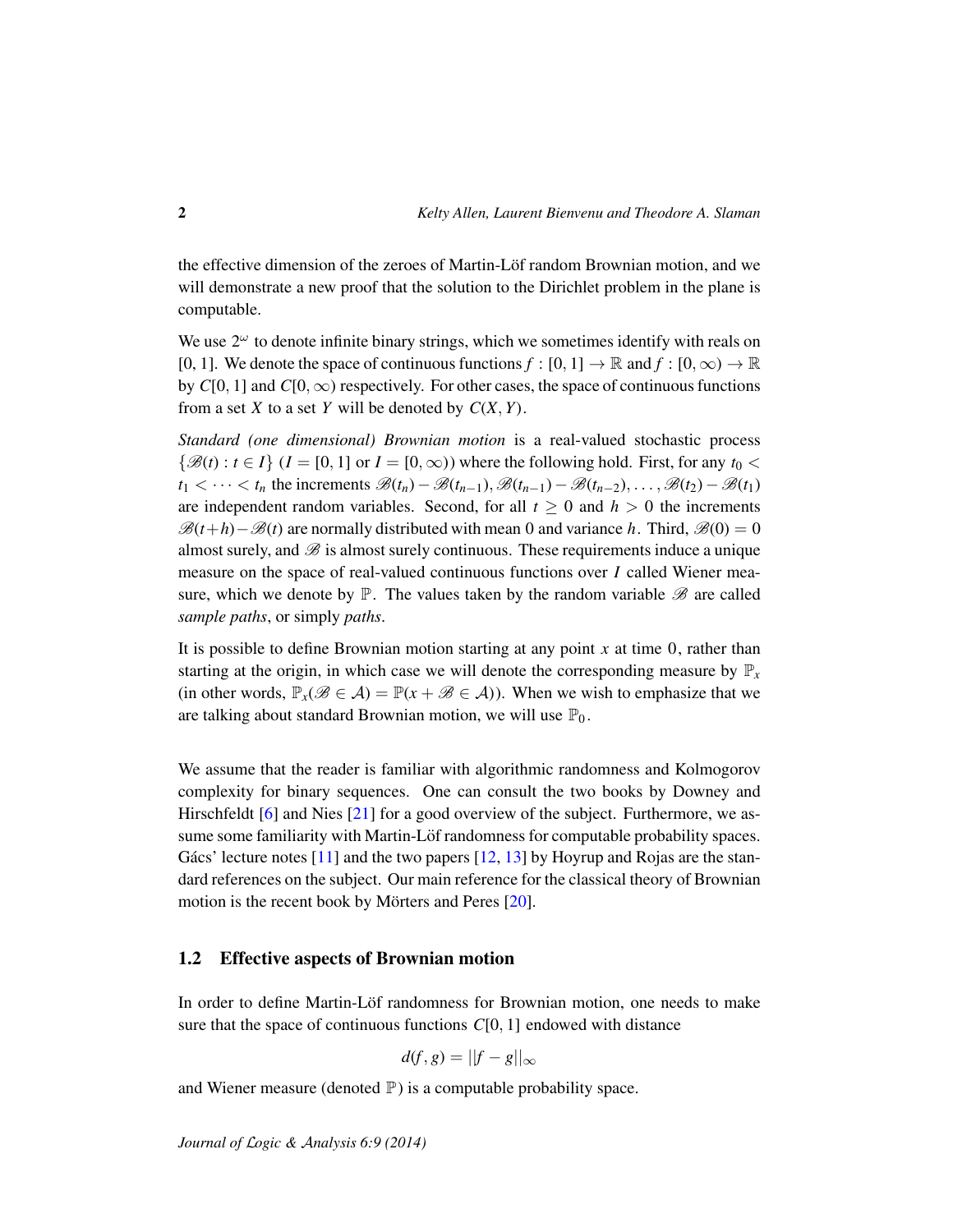the effective dimension of the zeroes of Martin-Löf random Brownian motion, and we will demonstrate a new proof that the solution to the Dirichlet problem in the plane is computable.

We use $2^\omega$ to denote infinite binary strings, which we sometimes identify with reals on [0, 1]. We denote the space of continuous functions $f : [0,1] \to \mathbb{R}$ and $f : [0,\infty) \to \mathbb{R}$ by $C[0,1]$ and $C[0,\infty)$ respectively. For other cases, the space of continuous functions from a set $X$ to a set $Y$ will be denoted by $C(X,Y)$.

*Standard (one dimensional) Brownian motion* is a real-valued stochastic process $\{\mathscr{B}(t) : t \in I\}$ ($I = [0,1]$ or $I = [0,\infty)$) where the following hold. First, for any $t_0 < t_1 < \cdots < t_n$ the increments $\mathscr{B}(t_n) - \mathscr{B}(t_{n-1}), \mathscr{B}(t_{n-1}) - \mathscr{B}(t_{n-2}), \ldots, \mathscr{B}(t_2) - \mathscr{B}(t_1)$ are independent random variables. Second, for all $t \geq 0$ and $h > 0$ the increments $\mathscr{B}(t+h) - \mathscr{B}(t)$ are normally distributed with mean 0 and variance $h$. Third, $\mathscr{B}(0) = 0$ almost surely, and $\mathscr{B}$ is almost surely continuous. These requirements induce a unique measure on the space of real-valued continuous functions over $I$ called Wiener measure, which we denote by $\mathbb{P}$. The values taken by the random variable $\mathscr{B}$ are called *sample paths*, or simply *paths*.

It is possible to define Brownian motion starting at any point $x$ at time 0, rather than starting at the origin, in which case we will denote the corresponding measure by $\mathbb{P}_x$ (in other words, $\mathbb{P}_x(\mathscr{B} \in \mathcal{A}) = \mathbb{P}(x + \mathscr{B} \in \mathcal{A})$). When we wish to emphasize that we are talking about standard Brownian motion, we will use $\mathbb{P}_0$.

We assume that the reader is familiar with algorithmic randomness and Kolmogorov complexity for binary sequences. One can consult the two books by Downey and Hirschfeldt [6] and Nies [21] for a good overview of the subject. Furthermore, we assume some familiarity with Martin-Löf randomness for computable probability spaces. Gács' lecture notes [11] and the two papers [12, 13] by Hoyrup and Rojas are the standard references on the subject. Our main reference for the classical theory of Brownian motion is the recent book by Mörters and Peres [20].

## 1.2 Effective aspects of Brownian motion

In order to define Martin-Löf randomness for Brownian motion, one needs to make sure that the space of continuous functions $C[0,1]$ endowed with distance

$$d(f,g) = ||f - g||_\infty$$

and Wiener measure (denoted $\mathbb{P}$) is a computable probability space.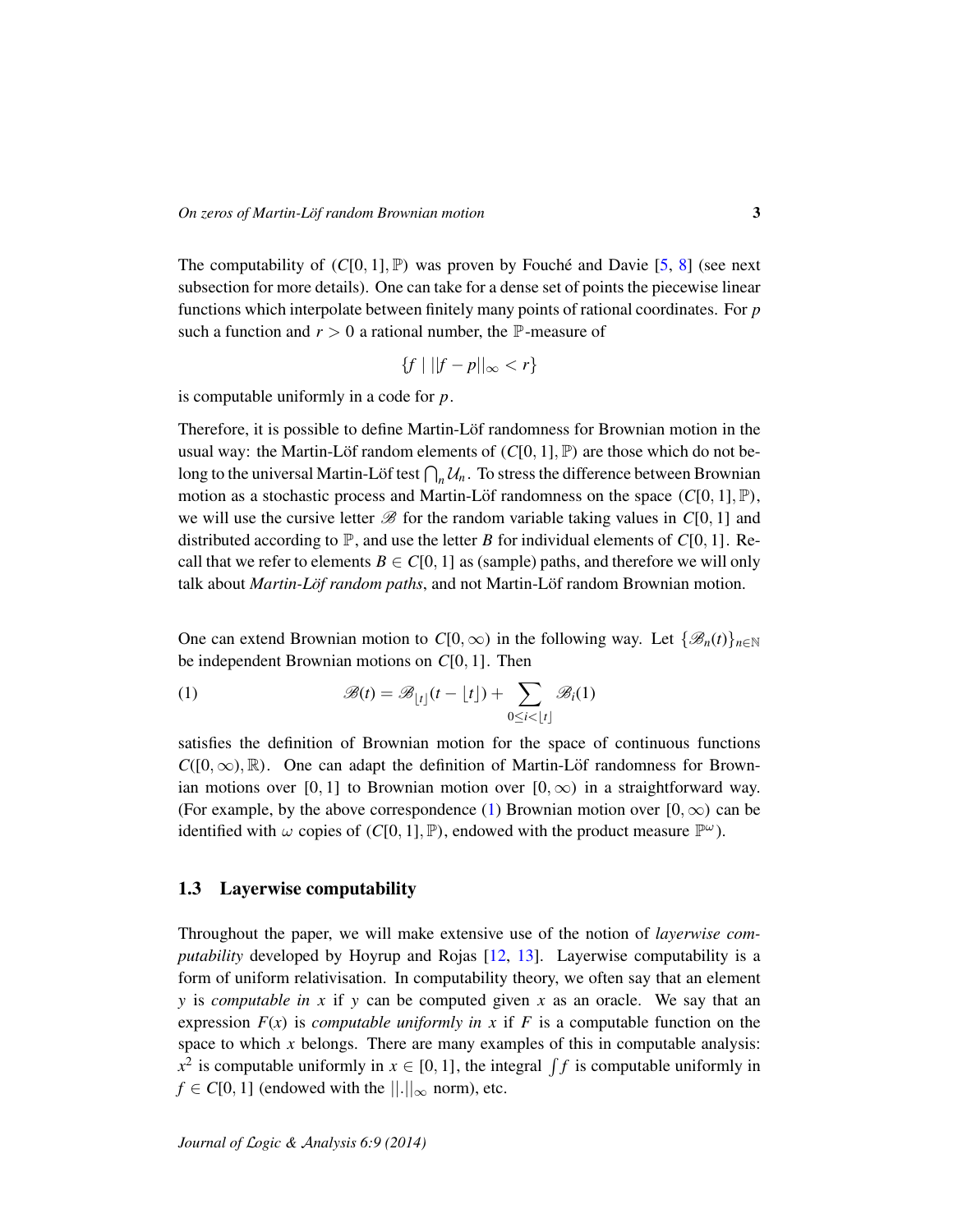The computability of $(C[0,1], \mathbb{P})$ was proven by Fouché and Davie [5, 8] (see next subsection for more details). One can take for a dense set of points the piecewise linear functions which interpolate between finitely many points of rational coordinates. For $p$ such a function and $r > 0$ a rational number, the $\mathbb{P}$-measure of

$$\{f \mid ||f - p||_\infty < r\}$$

is computable uniformly in a code for $p$.

Therefore, it is possible to define Martin-Löf randomness for Brownian motion in the usual way: the Martin-Löf random elements of $(C[0,1], \mathbb{P})$ are those which do not belong to the universal Martin-Löf test $\bigcap_n \mathcal{U}_n$. To stress the difference between Brownian motion as a stochastic process and Martin-Löf randomness on the space $(C[0,1], \mathbb{P})$, we will use the cursive letter $\mathscr{B}$ for the random variable taking values in $C[0,1]$ and distributed according to $\mathbb{P}$, and use the letter $B$ for individual elements of $C[0,1]$. Recall that we refer to elements $B \in C[0,1]$ as (sample) paths, and therefore we will only talk about *Martin-Löf random paths*, and not Martin-Löf random Brownian motion.

One can extend Brownian motion to $C[0,\infty)$ in the following way. Let $\{\mathscr{B}_n(t)\}_{n \in \mathbb{N}}$ be independent Brownian motions on $C[0,1]$. Then

$$\mathscr{B}(t) = \mathscr{B}_{\lfloor t \rfloor}(t - \lfloor t \rfloor) + \sum_{0 \leq i < \lfloor t \rfloor} \mathscr{B}_i(1) \tag{1}$$

satisfies the definition of Brownian motion for the space of continuous functions $C([0,\infty), \mathbb{R})$. One can adapt the definition of Martin-Löf randomness for Brownian motions over $[0,1]$ to Brownian motion over $[0,\infty)$ in a straightforward way. (For example, by the above correspondence (1) Brownian motion over $[0,\infty)$ can be identified with $\omega$ copies of $(C[0,1], \mathbb{P})$, endowed with the product measure $\mathbb{P}^\omega$).

## 1.3 Layerwise computability

Throughout the paper, we will make extensive use of the notion of *layerwise computability* developed by Hoyrup and Rojas [12, 13]. Layerwise computability is a form of uniform relativisation. In computability theory, we often say that an element $y$ is *computable in* $x$ if $y$ can be computed given $x$ as an oracle. We say that an expression $F(x)$ is *computable uniformly in* $x$ if $F$ is a computable function on the space to which $x$ belongs. There are many examples of this in computable analysis: $x^2$ is computable uniformly in $x \in [0,1]$, the integral $\int f$ is computable uniformly in $f \in C[0,1]$ (endowed with the $||.||_\infty$ norm), etc.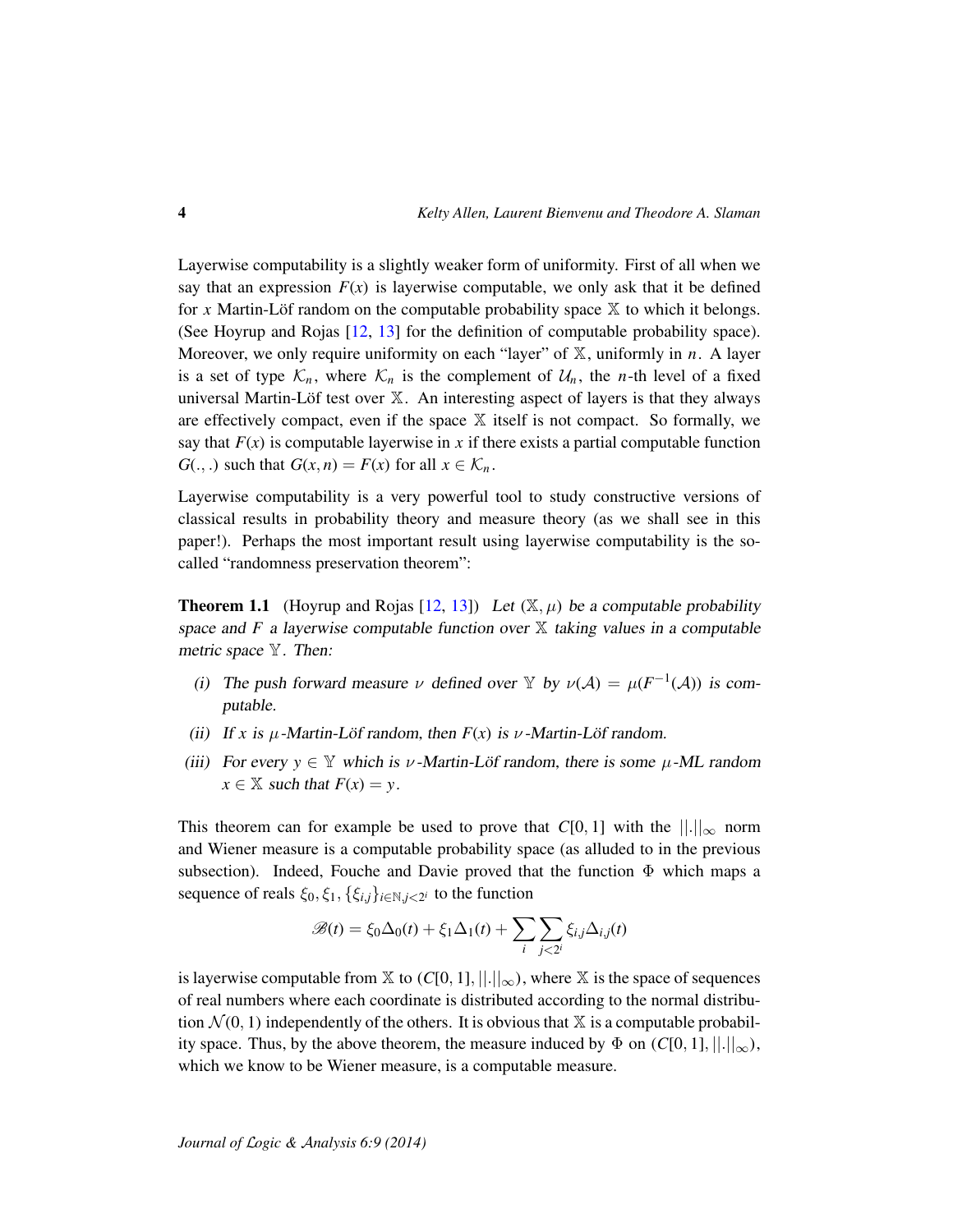Layerwise computability is a slightly weaker form of uniformity. First of all when we say that an expression $F(x)$ is layerwise computable, we only ask that it be defined for $x$ Martin-Löf random on the computable probability space $\mathbb{X}$ to which it belongs. (See Hoyrup and Rojas [12, 13] for the definition of computable probability space). Moreover, we only require uniformity on each "layer" of $\mathbb{X}$, uniformly in $n$. A layer is a set of type $\mathcal{K}_n$, where $\mathcal{K}_n$ is the complement of $\mathcal{U}_n$, the $n$-th level of a fixed universal Martin-Löf test over $\mathbb{X}$. An interesting aspect of layers is that they always are effectively compact, even if the space $\mathbb{X}$ itself is not compact. So formally, we say that $F(x)$ is computable layerwise in $x$ if there exists a partial computable function $G(.,.)$ such that $G(x,n) = F(x)$ for all $x \in \mathcal{K}_n$.

Layerwise computability is a very powerful tool to study constructive versions of classical results in probability theory and measure theory (as we shall see in this paper!). Perhaps the most important result using layerwise computability is the so-called "randomness preservation theorem":

**Theorem 1.1** (Hoyrup and Rojas [12, 13]) *Let $(\mathbb{X}, \mu)$ be a computable probability space and $F$ a layerwise computable function over $\mathbb{X}$ taking values in a computable metric space $\mathbb{Y}$. Then:*

*(i) The push forward measure $\nu$ defined over $\mathbb{Y}$ by $\nu(\mathcal{A}) = \mu(F^{-1}(\mathcal{A}))$ is computable.*

*(ii) If $x$ is $\mu$-Martin-Löf random, then $F(x)$ is $\nu$-Martin-Löf random.*

*(iii) For every $y \in \mathbb{Y}$ which is $\nu$-Martin-Löf random, there is some $\mu$-ML random $x \in \mathbb{X}$ such that $F(x) = y$.*

This theorem can for example be used to prove that $C[0,1]$ with the $||.||_\infty$ norm and Wiener measure is a computable probability space (as alluded to in the previous subsection). Indeed, Fouche and Davie proved that the function $\Phi$ which maps a sequence of reals $\xi_0, \xi_1, \{\xi_{i,j}\}_{i\in\mathbb{N}, j<2^i}$ to the function

$$\mathscr{B}(t) = \xi_0\Delta_0(t) + \xi_1\Delta_1(t) + \sum_i \sum_{j<2^i} \xi_{i,j}\Delta_{i,j}(t)$$

is layerwise computable from $\mathbb{X}$ to $(C[0,1], ||.||_\infty)$, where $\mathbb{X}$ is the space of sequences of real numbers where each coordinate is distributed according to the normal distribution $\mathcal{N}(0,1)$ independently of the others. It is obvious that $\mathbb{X}$ is a computable probability space. Thus, by the above theorem, the measure induced by $\Phi$ on $(C[0,1], ||.||_\infty)$, which we know to be Wiener measure, is a computable measure.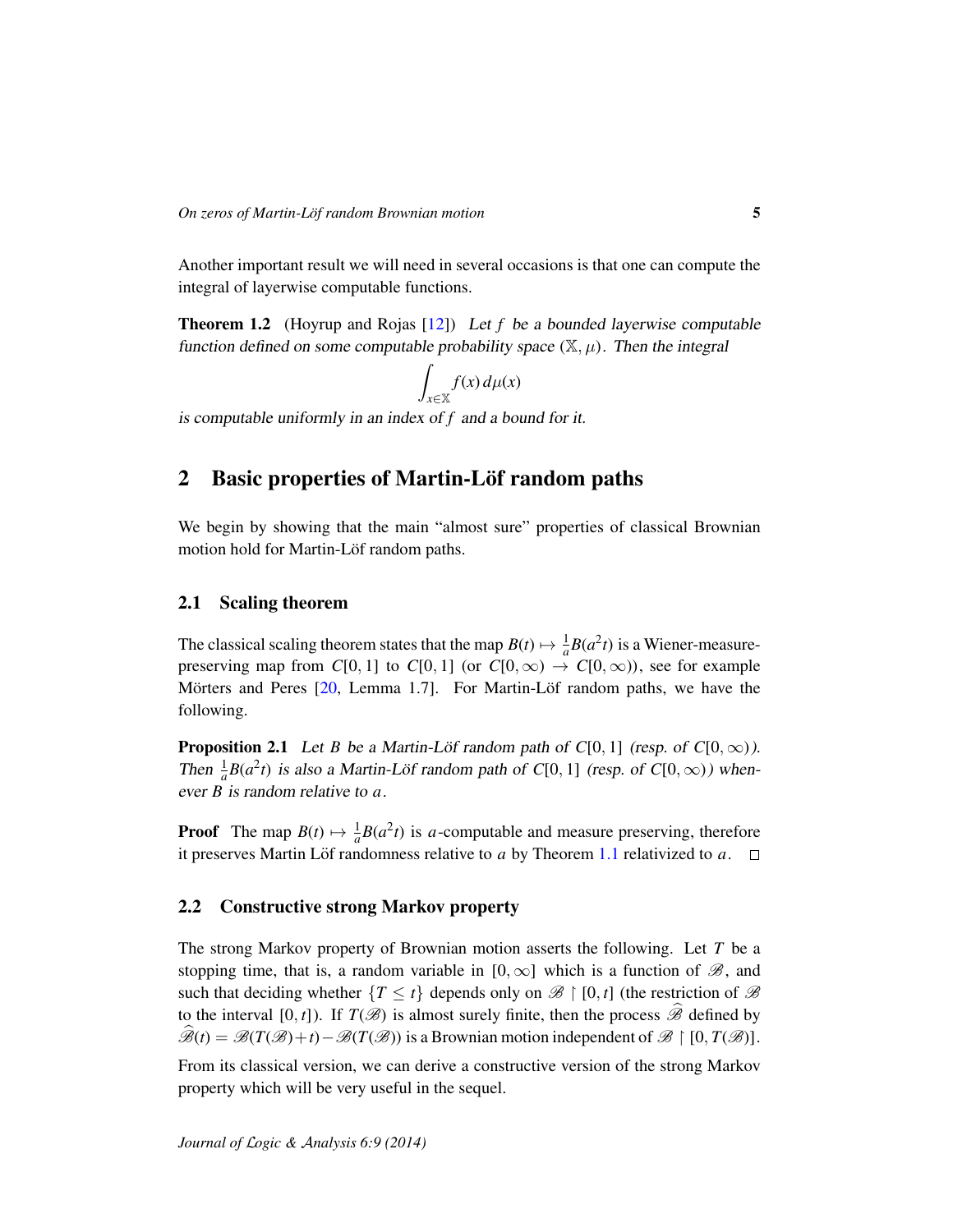Another important result we will need in several occasions is that one can compute the integral of layerwise computable functions.

**Theorem 1.2** (Hoyrup and Rojas [12]) *Let $f$ be a bounded layerwise computable function defined on some computable probability space $(\mathbb{X}, \mu)$. Then the integral*

$$\int_{x \in \mathbb{X}} f(x)\, d\mu(x)$$

*is computable uniformly in an index of $f$ and a bound for it.*

## 2 Basic properties of Martin-Löf random paths

We begin by showing that the main "almost sure" properties of classical Brownian motion hold for Martin-Löf random paths.

### 2.1 Scaling theorem

The classical scaling theorem states that the map $B(t) \mapsto \frac{1}{a}B(a^2t)$ is a Wiener-measure-preserving map from $C[0,1]$ to $C[0,1]$ (or $C[0,\infty) \to C[0,\infty)$), see for example Mörters and Peres [20, Lemma 1.7]. For Martin-Löf random paths, we have the following.

**Proposition 2.1** *Let $B$ be a Martin-Löf random path of $C[0,1]$ (resp. of $C[0,\infty)$). Then $\frac{1}{a}B(a^2t)$ is also a Martin-Löf random path of $C[0,1]$ (resp. of $C[0,\infty)$) whenever $B$ is random relative to $a$.*

**Proof** The map $B(t) \mapsto \frac{1}{a}B(a^2t)$ is $a$-computable and measure preserving, therefore it preserves Martin Löf randomness relative to $a$ by Theorem 1.1 relativized to $a$. □

### 2.2 Constructive strong Markov property

The strong Markov property of Brownian motion asserts the following. Let $T$ be a stopping time, that is, a random variable in $[0,\infty]$ which is a function of $\mathscr{B}$, and such that deciding whether $\{T \leq t\}$ depends only on $\mathscr{B} \upharpoonright [0,t]$ (the restriction of $\mathscr{B}$ to the interval $[0,t]$). If $T(\mathscr{B})$ is almost surely finite, then the process $\widehat{\mathscr{B}}$ defined by $\widehat{\mathscr{B}}(t) = \mathscr{B}(T(\mathscr{B})+t) - \mathscr{B}(T(\mathscr{B}))$ is a Brownian motion independent of $\mathscr{B} \upharpoonright [0, T(\mathscr{B})]$.

From its classical version, we can derive a constructive version of the strong Markov property which will be very useful in the sequel.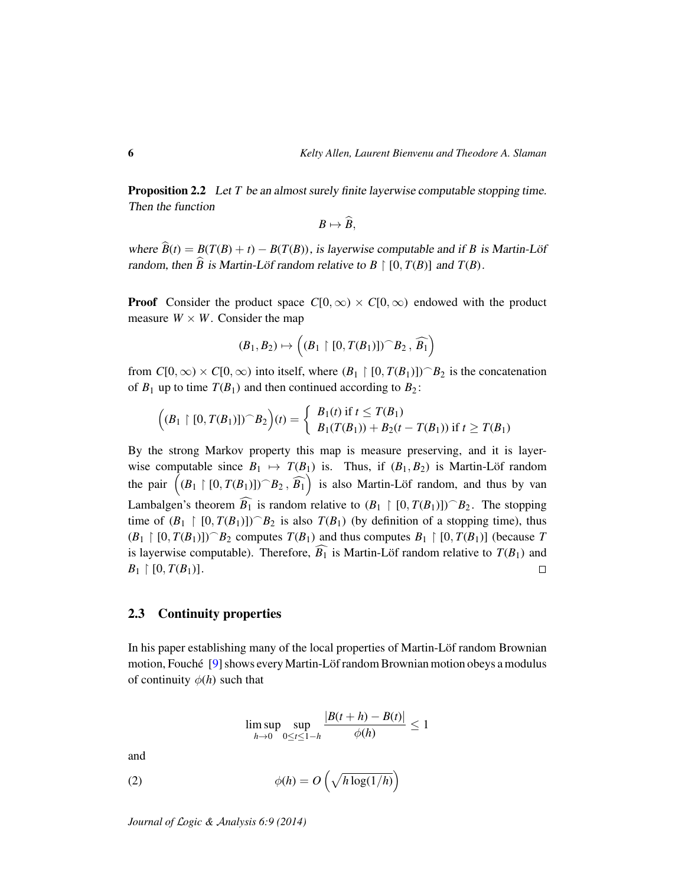**Proposition 2.2** *Let $T$ be an almost surely finite layerwise computable stopping time. Then the function*

$$B \mapsto \widehat{B},$$

*where $\widehat{B}(t) = B(T(B)+t) - B(T(B))$, is layerwise computable and if $B$ is Martin-Löf random, then $\widehat{B}$ is Martin-Löf random relative to $B \upharpoonright [0, T(B)]$ and $T(B)$.*

**Proof** Consider the product space $C[0,\infty) \times C[0,\infty)$ endowed with the product measure $W \times W$. Consider the map

$$(B_1, B_2) \mapsto \left( (B_1 \upharpoonright [0, T(B_1)])^\frown B_2 \,,\, \widehat{B_1} \right)$$

from $C[0,\infty) \times C[0,\infty)$ into itself, where $(B_1 \upharpoonright [0, T(B_1)])^\frown B_2$ is the concatenation of $B_1$ up to time $T(B_1)$ and then continued according to $B_2$:

$$\left( (B_1 \upharpoonright [0, T(B_1)])^\frown B_2 \right)(t) = \begin{cases} B_1(t) \text{ if } t \leq T(B_1) \\ B_1(T(B_1)) + B_2(t - T(B_1)) \text{ if } t \geq T(B_1) \end{cases}$$

By the strong Markov property this map is measure preserving, and it is layerwise computable since $B_1 \mapsto T(B_1)$ is. Thus, if $(B_1, B_2)$ is Martin-Löf random the pair $\left( (B_1 \upharpoonright [0, T(B_1)])^\frown B_2 \,,\, \widehat{B_1} \right)$ is also Martin-Löf random, and thus by van Lambalgen's theorem $\widehat{B_1}$ is random relative to $(B_1 \upharpoonright [0, T(B_1)])^\frown B_2$. The stopping time of $(B_1 \upharpoonright [0, T(B_1)])^\frown B_2$ is also $T(B_1)$ (by definition of a stopping time), thus $(B_1 \upharpoonright [0, T(B_1)])^\frown B_2$ computes $T(B_1)$ and thus computes $B_1 \upharpoonright [0, T(B_1)]$ (because $T$ is layerwise computable). Therefore, $\widehat{B_1}$ is Martin-Löf random relative to $T(B_1)$ and $B_1 \upharpoonright [0, T(B_1)]$. □

### 2.3 Continuity properties

In his paper establishing many of the local properties of Martin-Löf random Brownian motion, Fouché [9] shows every Martin-Löf random Brownian motion obeys a modulus of continuity $\phi(h)$ such that

$$\limsup_{h \to 0} \sup_{0 \leq t \leq 1-h} \frac{|B(t+h) - B(t)|}{\phi(h)} \leq 1$$

and

$$\phi(h) = O\left(\sqrt{h \log(1/h)}\right) \tag{2}$$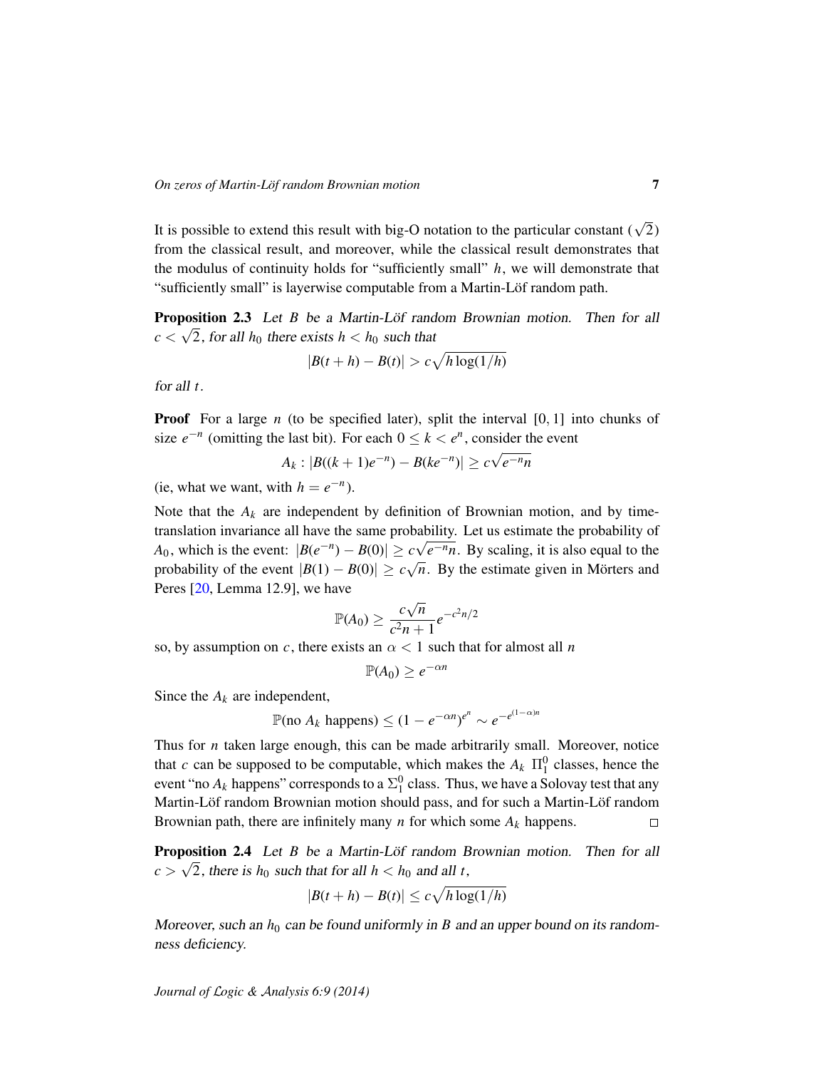It is possible to extend this result with big-O notation to the particular constant ($\sqrt{2}$) from the classical result, and moreover, while the classical result demonstrates that the modulus of continuity holds for "sufficiently small" $h$, we will demonstrate that "sufficiently small" is layerwise computable from a Martin-Löf random path.

**Proposition 2.3** *Let $B$ be a Martin-Löf random Brownian motion. Then for all $c < \sqrt{2}$, for all $h_0$ there exists $h < h_0$ such that*

$$|B(t+h) - B(t)| > c\sqrt{h \log(1/h)}$$

*for all $t$.*

**Proof** For a large $n$ (to be specified later), split the interval $[0, 1]$ into chunks of size $e^{-n}$ (omitting the last bit). For each $0 \leq k < e^n$, consider the event

$$A_k : |B((k+1)e^{-n}) - B(ke^{-n})| \geq c\sqrt{e^{-n}n}$$

(ie, what we want, with $h = e^{-n}$).

Note that the $A_k$ are independent by definition of Brownian motion, and by time-translation invariance all have the same probability. Let us estimate the probability of $A_0$, which is the event: $|B(e^{-n}) - B(0)| \geq c\sqrt{e^{-n}n}$. By scaling, it is also equal to the probability of the event $|B(1) - B(0)| \geq c\sqrt{n}$. By the estimate given in Mörters and Peres [20, Lemma 12.9], we have

$$\mathbb{P}(A_0) \geq \frac{c\sqrt{n}}{c^2 n + 1} e^{-c^2 n/2}$$

so, by assumption on $c$, there exists an $\alpha < 1$ such that for almost all $n$

$$\mathbb{P}(A_0) \geq e^{-\alpha n}$$

Since the $A_k$ are independent,

$$\mathbb{P}(\text{no } A_k \text{ happens}) \leq (1 - e^{-\alpha n})^{e^n} \sim e^{-e^{(1-\alpha)n}}$$

Thus for $n$ taken large enough, this can be made arbitrarily small. Moreover, notice that $c$ can be supposed to be computable, which makes the $A_k$ $\Pi^0_1$ classes, hence the event "no $A_k$ happens" corresponds to a $\Sigma^0_1$ class. Thus, we have a Solovay test that any Martin-Löf random Brownian motion should pass, and for such a Martin-Löf random Brownian path, there are infinitely many $n$ for which some $A_k$ happens. □

**Proposition 2.4** *Let $B$ be a Martin-Löf random Brownian motion. Then for all $c > \sqrt{2}$, there is $h_0$ such that for all $h < h_0$ and all $t$,*

$$|B(t+h) - B(t)| \leq c\sqrt{h \log(1/h)}$$

*Moreover, such an $h_0$ can be found uniformly in $B$ and an upper bound on its randomness deficiency.*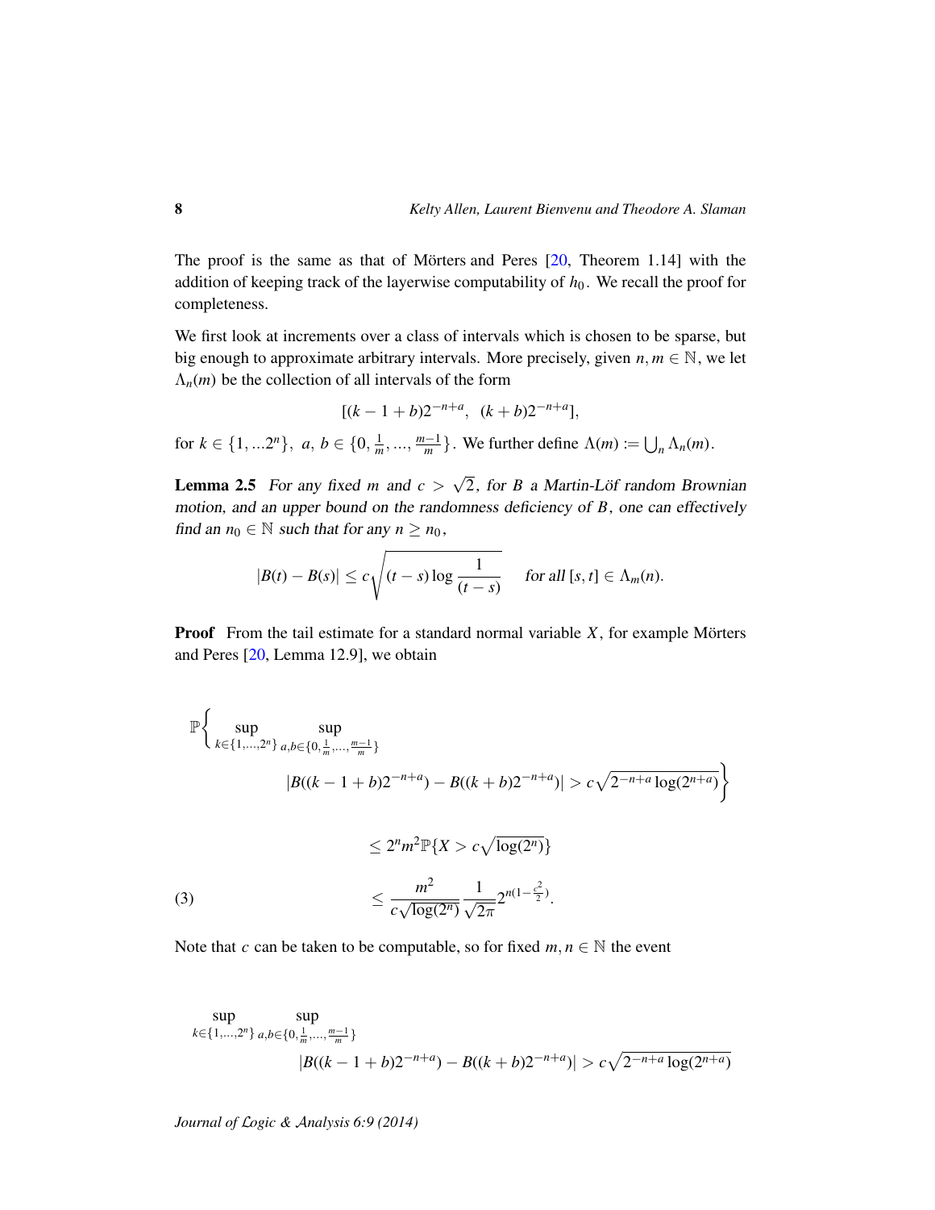The proof is the same as that of Mörters and Peres [20, Theorem 1.14] with the addition of keeping track of the layerwise computability of $h_0$. We recall the proof for completeness.

We first look at increments over a class of intervals which is chosen to be sparse, but big enough to approximate arbitrary intervals. More precisely, given $n, m \in \mathbb{N}$, we let $\Lambda_n(m)$ be the collection of all intervals of the form

$$[(k-1+b)2^{-n+a},\ \ (k+b)2^{-n+a}],$$

for $k \in \{1, ...2^n\},\ a,\ b \in \{0, \frac{1}{m}, ..., \frac{m-1}{m}\}$. We further define $\Lambda(m) := \bigcup_n \Lambda_n(m)$.

**Lemma 2.5** *For any fixed $m$ and $c > \sqrt{2}$, for $B$ a Martin-Löf random Brownian motion, and an upper bound on the randomness deficiency of $B$, one can effectively find an $n_0 \in \mathbb{N}$ such that for any $n \geq n_0$,*

$$|B(t) - B(s)| \leq c\sqrt{(t-s)\log\frac{1}{(t-s)}} \quad \text{for all } [s,t] \in \Lambda_m(n).$$

**Proof** From the tail estimate for a standard normal variable $X$, for example Mörters and Peres [20, Lemma 12.9], we obtain

$$\mathbb{P}\Bigg\{ \sup_{k \in \{1,...,2^n\}} \sup_{a,b \in \{0,\frac{1}{m},...,\frac{m-1}{m}\}} |B((k-1+b)2^{-n+a}) - B((k+b)2^{-n+a})| > c\sqrt{2^{-n+a}\log(2^{n+a})}\Bigg\}$$

$$\leq 2^n m^2 \mathbb{P}\{X > c\sqrt{\log(2^n)}\}$$

$$\leq \frac{m^2}{c\sqrt{\log(2^n)}}\frac{1}{\sqrt{2\pi}}2^{n(1-\frac{c^2}{2})}. \tag{3}$$

Note that $c$ can be taken to be computable, so for fixed $m, n \in \mathbb{N}$ the event

$$\sup_{k \in \{1,...,2^n\}} \sup_{a,b \in \{0,\frac{1}{m},...,\frac{m-1}{m}\}} |B((k-1+b)2^{-n+a}) - B((k+b)2^{-n+a})| > c\sqrt{2^{-n+a}\log(2^{n+a})}$$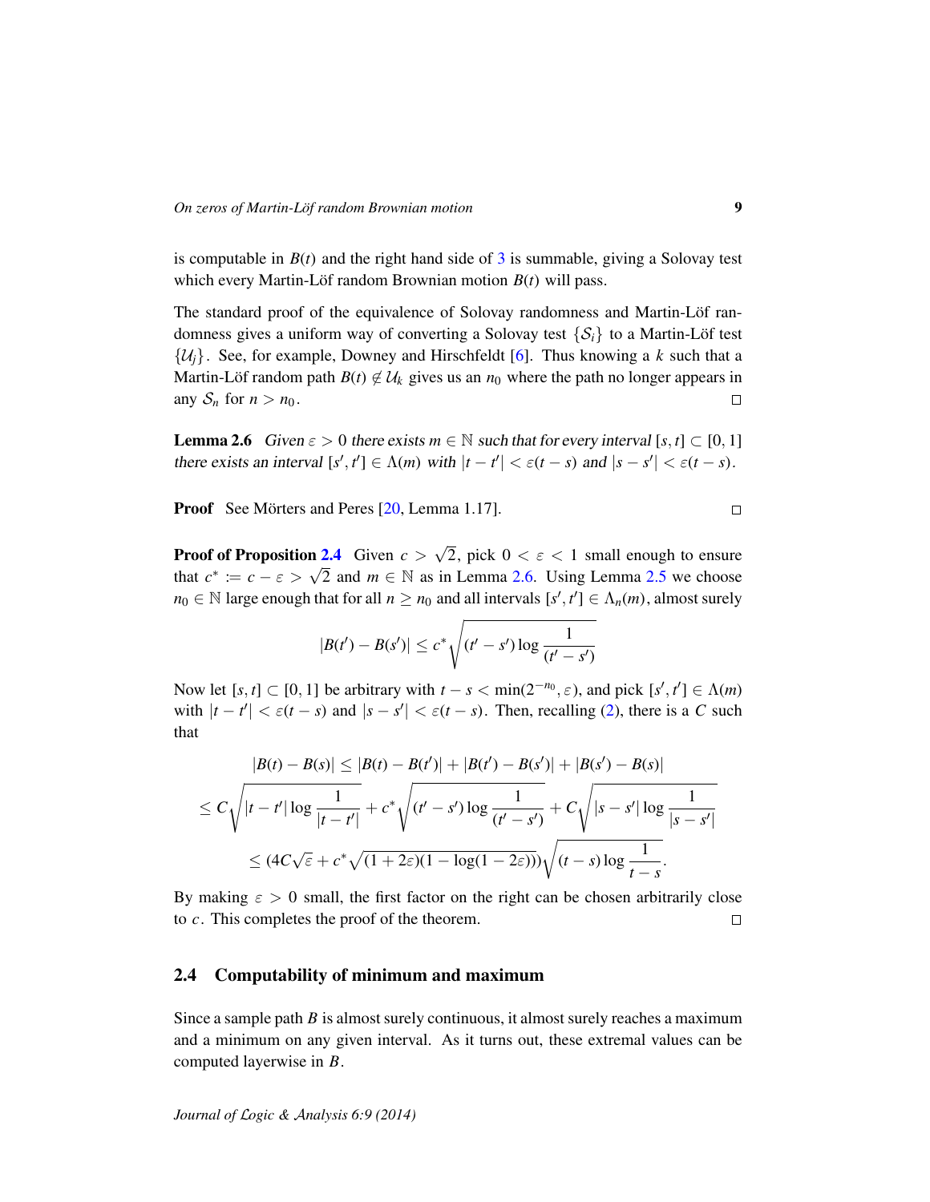is computable in $B(t)$ and the right hand side of 3 is summable, giving a Solovay test which every Martin-Löf random Brownian motion $B(t)$ will pass.

The standard proof of the equivalence of Solovay randomness and Martin-Löf randomness gives a uniform way of converting a Solovay test $\{\mathcal{S}_i\}$ to a Martin-Löf test $\{\mathcal{U}_j\}$. See, for example, Downey and Hirschfeldt [6]. Thus knowing a $k$ such that a Martin-Löf random path $B(t) \notin \mathcal{U}_k$ gives us an $n_0$ where the path no longer appears in any $\mathcal{S}_n$ for $n > n_0$. □

**Lemma 2.6** *Given $\varepsilon > 0$ there exists $m \in \mathbb{N}$ such that for every interval $[s,t] \subset [0,1]$ there exists an interval $[s',t'] \in \Lambda(m)$ with $|t-t'| < \varepsilon(t-s)$ and $|s-s'| < \varepsilon(t-s)$.*

**Proof** See Mörters and Peres [20, Lemma 1.17]. □

**Proof of Proposition 2.4** Given $c > \sqrt{2}$, pick $0 < \varepsilon < 1$ small enough to ensure that $c^* := c - \varepsilon > \sqrt{2}$ and $m \in \mathbb{N}$ as in Lemma 2.6. Using Lemma 2.5 we choose $n_0 \in \mathbb{N}$ large enough that for all $n \geq n_0$ and all intervals $[s',t'] \in \Lambda_n(m)$, almost surely

$$|B(t') - B(s')| \leq c^* \sqrt{(t'-s') \log \frac{1}{(t'-s')}}$$

Now let $[s,t] \subset [0,1]$ be arbitrary with $t - s < \min(2^{-n_0}, \varepsilon)$, and pick $[s',t'] \in \Lambda(m)$ with $|t-t'| < \varepsilon(t-s)$ and $|s-s'| < \varepsilon(t-s)$. Then, recalling (2), there is a $C$ such that

$$|B(t) - B(s)| \leq |B(t) - B(t')| + |B(t') - B(s')| + |B(s') - B(s)|$$

$$\leq C\sqrt{|t-t'| \log \frac{1}{|t-t'|}} + c^* \sqrt{(t'-s') \log \frac{1}{(t'-s')}} + C\sqrt{|s-s'| \log \frac{1}{|s-s'|}}$$

$$\leq (4C\sqrt{\varepsilon} + c^* \sqrt{(1+2\varepsilon)(1-\log(1-2\varepsilon))}) \sqrt{(t-s) \log \frac{1}{t-s}}.$$

By making $\varepsilon > 0$ small, the first factor on the right can be chosen arbitrarily close to $c$. This completes the proof of the theorem. □

## 2.4 Computability of minimum and maximum

Since a sample path $B$ is almost surely continuous, it almost surely reaches a maximum and a minimum on any given interval. As it turns out, these extremal values can be computed layerwise in $B$.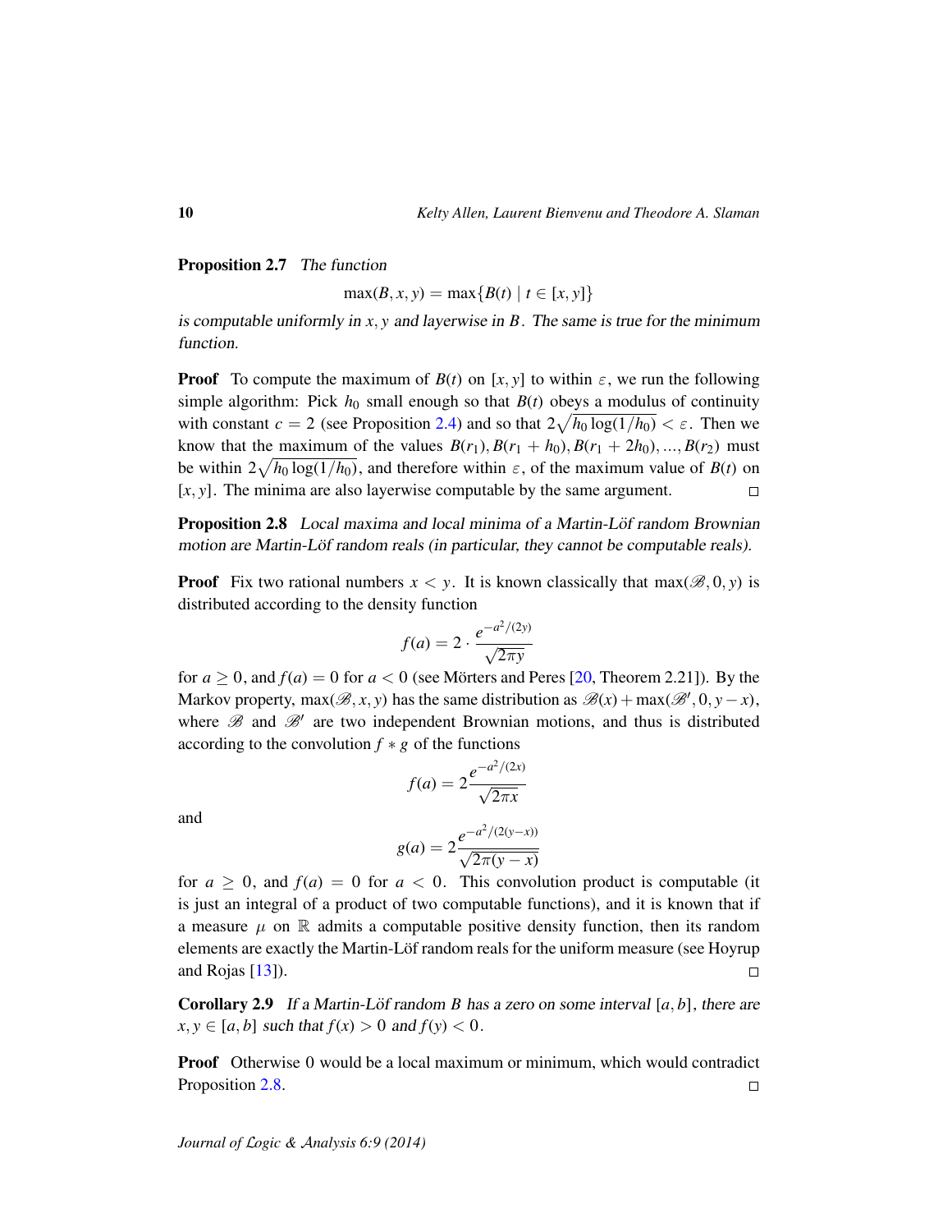**Proposition 2.7** *The function*

$$\max(B,x,y) = \max\{B(t) \mid t \in [x,y]\}$$

*is computable uniformly in $x,y$ and layerwise in $B$. The same is true for the minimum function.*

**Proof** To compute the maximum of $B(t)$ on $[x,y]$ to within $\varepsilon$, we run the following simple algorithm: Pick $h_0$ small enough so that $B(t)$ obeys a modulus of continuity with constant $c = 2$ (see Proposition 2.4) and so that $2\sqrt{h_0 \log(1/h_0)} < \varepsilon$. Then we know that the maximum of the values $B(r_1), B(r_1 + h_0), B(r_1 + 2h_0), ..., B(r_2)$ must be within $2\sqrt{h_0 \log(1/h_0)}$, and therefore within $\varepsilon$, of the maximum value of $B(t)$ on $[x,y]$. The minima are also layerwise computable by the same argument. □

**Proposition 2.8** *Local maxima and local minima of a Martin-Löf random Brownian motion are Martin-Löf random reals (in particular, they cannot be computable reals).*

**Proof** Fix two rational numbers $x < y$. It is known classically that $\max(\mathscr{B}, 0, y)$ is distributed according to the density function

$$f(a) = 2 \cdot \frac{e^{-a^2/(2y)}}{\sqrt{2\pi y}}$$

for $a \geq 0$, and $f(a) = 0$ for $a < 0$ (see Mörters and Peres [20, Theorem 2.21]). By the Markov property, $\max(\mathscr{B}, x, y)$ has the same distribution as $\mathscr{B}(x) + \max(\mathscr{B}', 0, y - x)$, where $\mathscr{B}$ and $\mathscr{B}'$ are two independent Brownian motions, and thus is distributed according to the convolution $f * g$ of the functions

$$f(a) = 2\frac{e^{-a^2/(2x)}}{\sqrt{2\pi x}}$$

and

$$g(a) = 2\frac{e^{-a^2/(2(y-x))}}{\sqrt{2\pi(y-x)}}$$

for $a \geq 0$, and $f(a) = 0$ for $a < 0$. This convolution product is computable (it is just an integral of a product of two computable functions), and it is known that if a measure $\mu$ on $\mathbb{R}$ admits a computable positive density function, then its random elements are exactly the Martin-Löf random reals for the uniform measure (see Hoyrup and Rojas [13]). □

**Corollary 2.9** *If a Martin-Löf random $B$ has a zero on some interval $[a,b]$, there are $x, y \in [a,b]$ such that $f(x) > 0$ and $f(y) < 0$.*

**Proof** Otherwise 0 would be a local maximum or minimum, which would contradict Proposition 2.8. □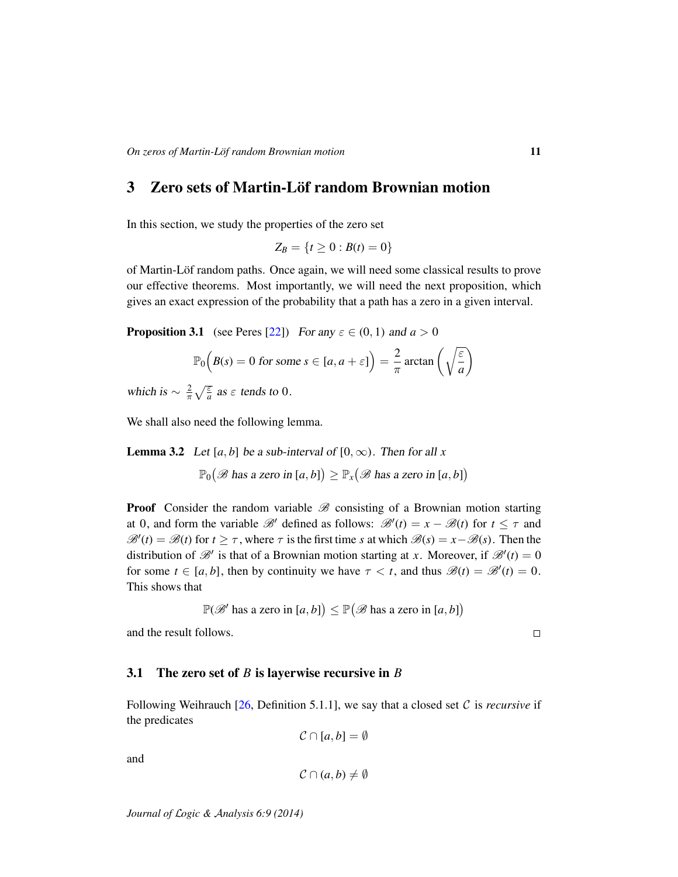# 3 Zero sets of Martin-Löf random Brownian motion

In this section, we study the properties of the zero set

$$Z_B = \{t \geq 0 : B(t) = 0\}$$

of Martin-Löf random paths. Once again, we will need some classical results to prove our effective theorems. Most importantly, we will need the next proposition, which gives an exact expression of the probability that a path has a zero in a given interval.

**Proposition 3.1** (see Peres [22]) *For any $\varepsilon \in (0,1)$ and $a > 0$*

$$\mathbb{P}_0\Big(B(s) = 0 \text{ for some } s \in [a, a+\varepsilon]\Big) = \frac{2}{\pi} \arctan\left(\sqrt{\frac{\varepsilon}{a}}\right)$$

*which is $\sim \frac{2}{\pi}\sqrt{\frac{\varepsilon}{a}}$ as $\varepsilon$ tends to 0.*

We shall also need the following lemma.

**Lemma 3.2** *Let $[a,b]$ be a sub-interval of $[0,\infty)$. Then for all $x$*

$$\mathbb{P}_0\big(\mathscr{B} \text{ has a zero in } [a,b]\big) \geq \mathbb{P}_x\big(\mathscr{B} \text{ has a zero in } [a,b]\big)$$

**Proof** Consider the random variable $\mathscr{B}$ consisting of a Brownian motion starting at 0, and form the variable $\mathscr{B}'$ defined as follows: $\mathscr{B}'(t) = x - \mathscr{B}(t)$ for $t \leq \tau$ and $\mathscr{B}'(t) = \mathscr{B}(t)$ for $t \geq \tau$, where $\tau$ is the first time $s$ at which $\mathscr{B}(s) = x - \mathscr{B}(s)$. Then the distribution of $\mathscr{B}'$ is that of a Brownian motion starting at $x$. Moreover, if $\mathscr{B}'(t) = 0$ for some $t \in [a,b]$, then by continuity we have $\tau < t$, and thus $\mathscr{B}(t) = \mathscr{B}'(t) = 0$. This shows that

$$\mathbb{P}(\mathscr{B}' \text{ has a zero in } [a,b]\big) \leq \mathbb{P}\big(\mathscr{B} \text{ has a zero in } [a,b]\big)$$

and the result follows. □

## 3.1 The zero set of $B$ is layerwise recursive in $B$

Following Weihrauch [26, Definition 5.1.1], we say that a closed set $\mathcal{C}$ is *recursive* if the predicates

$$\mathcal{C} \cap [a,b] = \emptyset$$

and

$$\mathcal{C} \cap (a,b) \neq \emptyset$$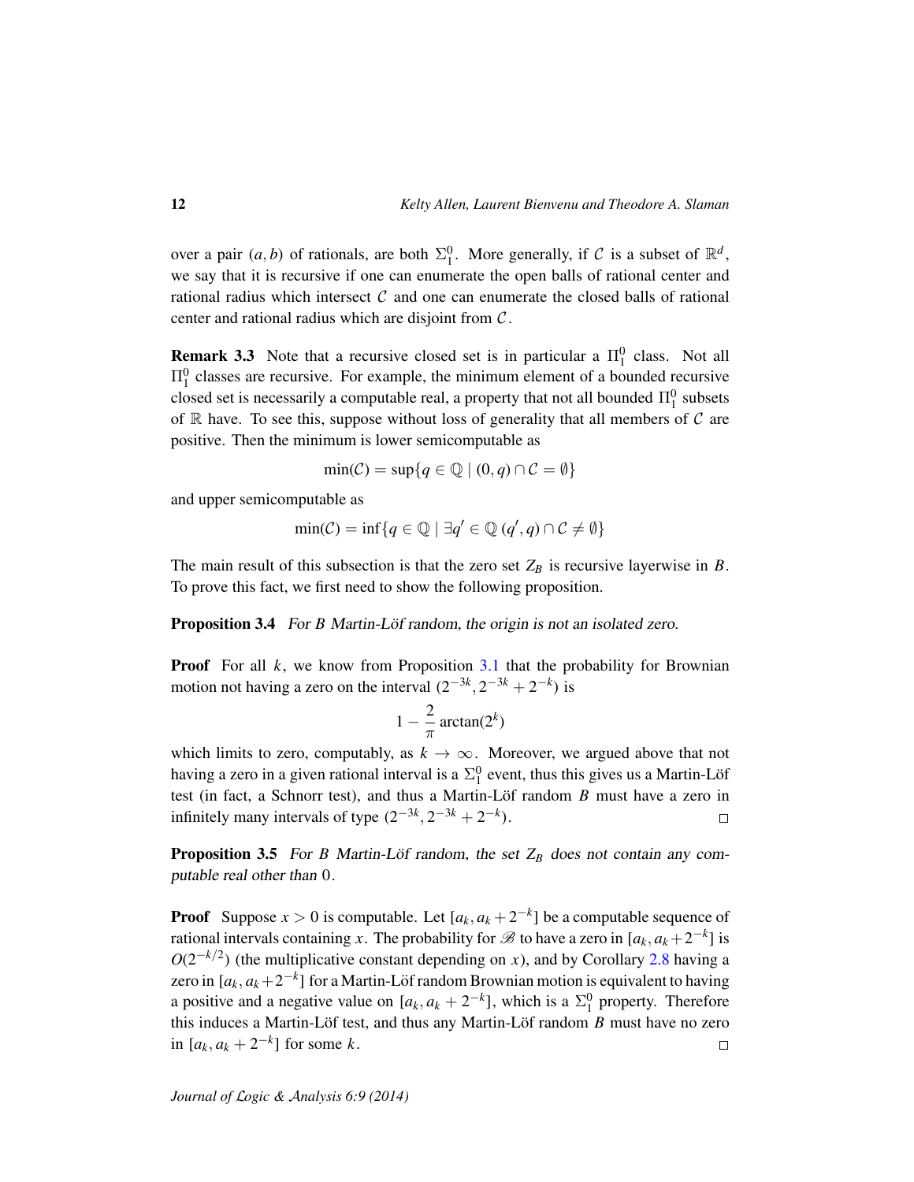over a pair $(a, b)$ of rationals, are both $\Sigma^0_1$. More generally, if $\mathcal{C}$ is a subset of $\mathbb{R}^d$, we say that it is recursive if one can enumerate the open balls of rational center and rational radius which intersect $\mathcal{C}$ and one can enumerate the closed balls of rational center and rational radius which are disjoint from $\mathcal{C}$.

**Remark 3.3** Note that a recursive closed set is in particular a $\Pi^0_1$ class. Not all $\Pi^0_1$ classes are recursive. For example, the minimum element of a bounded recursive closed set is necessarily a computable real, a property that not all bounded $\Pi^0_1$ subsets of $\mathbb{R}$ have. To see this, suppose without loss of generality that all members of $\mathcal{C}$ are positive. Then the minimum is lower semicomputable as

$$\min(\mathcal{C}) = \sup\{q \in \mathbb{Q} \mid (0, q) \cap \mathcal{C} = \emptyset\}$$

and upper semicomputable as

$$\min(\mathcal{C}) = \inf\{q \in \mathbb{Q} \mid \exists q' \in \mathbb{Q}\ (q', q) \cap \mathcal{C} \neq \emptyset\}$$

The main result of this subsection is that the zero set $Z_B$ is recursive layerwise in $B$. To prove this fact, we first need to show the following proposition.

**Proposition 3.4** *For $B$ Martin-Löf random, the origin is not an isolated zero.*

**Proof** For all $k$, we know from Proposition 3.1 that the probability for Brownian motion not having a zero on the interval $(2^{-3k}, 2^{-3k} + 2^{-k})$ is

$$1 - \frac{2}{\pi} \arctan(2^k)$$

which limits to zero, computably, as $k \to \infty$. Moreover, we argued above that not having a zero in a given rational interval is a $\Sigma^0_1$ event, thus this gives us a Martin-Löf test (in fact, a Schnorr test), and thus a Martin-Löf random $B$ must have a zero in infinitely many intervals of type $(2^{-3k}, 2^{-3k} + 2^{-k})$. $\square$

**Proposition 3.5** *For $B$ Martin-Löf random, the set $Z_B$ does not contain any computable real other than 0.*

**Proof** Suppose $x > 0$ is computable. Let $[a_k, a_k + 2^{-k}]$ be a computable sequence of rational intervals containing $x$. The probability for $\mathscr{B}$ to have a zero in $[a_k, a_k + 2^{-k}]$ is $O(2^{-k/2})$ (the multiplicative constant depending on $x$), and by Corollary 2.8 having a zero in $[a_k, a_k + 2^{-k}]$ for a Martin-Löf random Brownian motion is equivalent to having a positive and a negative value on $[a_k, a_k + 2^{-k}]$, which is a $\Sigma^0_1$ property. Therefore this induces a Martin-Löf test, and thus any Martin-Löf random $B$ must have no zero in $[a_k, a_k + 2^{-k}]$ for some $k$. $\square$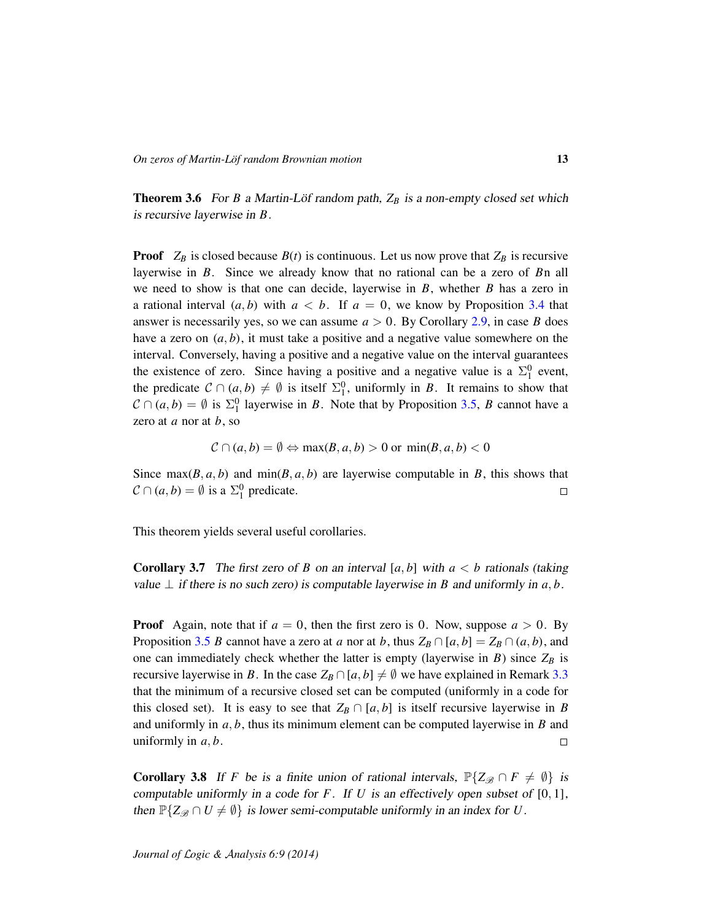**Theorem 3.6** *For $B$ a Martin-Löf random path, $Z_B$ is a non-empty closed set which is recursive layerwise in $B$.*

**Proof** $Z_B$ is closed because $B(t)$ is continuous. Let us now prove that $Z_B$ is recursive layerwise in $B$. Since we already know that no rational can be a zero of $B$n all we need to show is that one can decide, layerwise in $B$, whether $B$ has a zero in a rational interval $(a, b)$ with $a < b$. If $a = 0$, we know by Proposition 3.4 that answer is necessarily yes, so we can assume $a > 0$. By Corollary 2.9, in case $B$ does have a zero on $(a, b)$, it must take a positive and a negative value somewhere on the interval. Conversely, having a positive and a negative value on the interval guarantees the existence of zero. Since having a positive and a negative value is a $\Sigma^0_1$ event, the predicate $\mathcal{C} \cap (a, b) \neq \emptyset$ is itself $\Sigma^0_1$, uniformly in $B$. It remains to show that $\mathcal{C} \cap (a, b) = \emptyset$ is $\Sigma^0_1$ layerwise in $B$. Note that by Proposition 3.5, $B$ cannot have a zero at $a$ nor at $b$, so

$$\mathcal{C} \cap (a, b) = \emptyset \Leftrightarrow \max(B, a, b) > 0 \text{ or } \min(B, a, b) < 0$$

Since $\max(B, a, b)$ and $\min(B, a, b)$ are layerwise computable in $B$, this shows that $\mathcal{C} \cap (a, b) = \emptyset$ is a $\Sigma^0_1$ predicate. $\square$

This theorem yields several useful corollaries.

**Corollary 3.7** *The first zero of $B$ on an interval $[a, b]$ with $a < b$ rationals (taking value $\perp$ if there is no such zero) is computable layerwise in $B$ and uniformly in $a, b$.*

**Proof** Again, note that if $a = 0$, then the first zero is $0$. Now, suppose $a > 0$. By Proposition 3.5 $B$ cannot have a zero at $a$ nor at $b$, thus $Z_B \cap [a, b] = Z_B \cap (a, b)$, and one can immediately check whether the latter is empty (layerwise in $B$) since $Z_B$ is recursive layerwise in $B$. In the case $Z_B \cap [a, b] \neq \emptyset$ we have explained in Remark 3.3 that the minimum of a recursive closed set can be computed (uniformly in a code for this closed set). It is easy to see that $Z_B \cap [a, b]$ is itself recursive layerwise in $B$ and uniformly in $a, b$, thus its minimum element can be computed layerwise in $B$ and uniformly in $a, b$. $\square$

**Corollary 3.8** *If $F$ be is a finite union of rational intervals, $\mathbb{P}\{Z_{\mathscr{B}} \cap F \neq \emptyset\}$ is computable uniformly in a code for $F$. If $U$ is an effectively open subset of $[0, 1]$, then $\mathbb{P}\{Z_{\mathscr{B}} \cap U \neq \emptyset\}$ is lower semi-computable uniformly in an index for $U$.*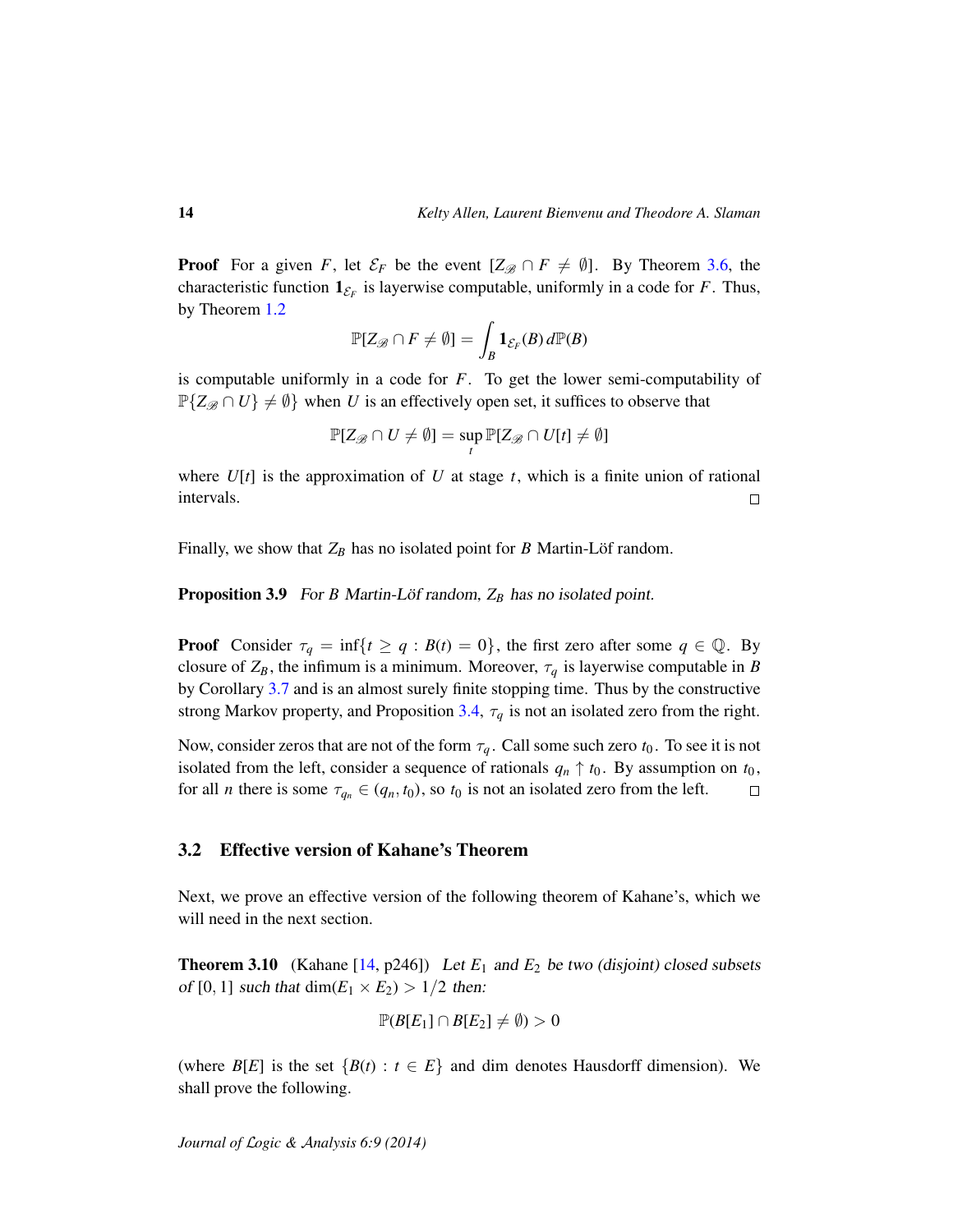**Proof** For a given $F$, let $\mathcal{E}_F$ be the event $[Z_{\mathscr{B}} \cap F \neq \emptyset]$. By Theorem 3.6, the characteristic function $\mathbf{1}_{\mathcal{E}_F}$ is layerwise computable, uniformly in a code for $F$. Thus, by Theorem 1.2

$$\mathbb{P}[Z_{\mathscr{B}} \cap F \neq \emptyset] = \int_B \mathbf{1}_{\mathcal{E}_F}(B)\, d\mathbb{P}(B)$$

is computable uniformly in a code for $F$. To get the lower semi-computability of $\mathbb{P}\{Z_{\mathscr{B}} \cap U\} \neq \emptyset\}$ when $U$ is an effectively open set, it suffices to observe that

$$\mathbb{P}[Z_{\mathscr{B}} \cap U \neq \emptyset] = \sup_t \mathbb{P}[Z_{\mathscr{B}} \cap U[t] \neq \emptyset]$$

where $U[t]$ is the approximation of $U$ at stage $t$, which is a finite union of rational intervals. □

Finally, we show that $Z_B$ has no isolated point for $B$ Martin-Löf random.

**Proposition 3.9** *For $B$ Martin-Löf random, $Z_B$ has no isolated point.*

**Proof** Consider $\tau_q = \inf\{t \geq q : B(t) = 0\}$, the first zero after some $q \in \mathbb{Q}$. By closure of $Z_B$, the infimum is a minimum. Moreover, $\tau_q$ is layerwise computable in $B$ by Corollary 3.7 and is an almost surely finite stopping time. Thus by the constructive strong Markov property, and Proposition 3.4, $\tau_q$ is not an isolated zero from the right.

Now, consider zeros that are not of the form $\tau_q$. Call some such zero $t_0$. To see it is not isolated from the left, consider a sequence of rationals $q_n \uparrow t_0$. By assumption on $t_0$, for all $n$ there is some $\tau_{q_n} \in (q_n, t_0)$, so $t_0$ is not an isolated zero from the left. □

## 3.2 Effective version of Kahane's Theorem

Next, we prove an effective version of the following theorem of Kahane's, which we will need in the next section.

**Theorem 3.10** (Kahane [14, p246]) *Let $E_1$ and $E_2$ be two (disjoint) closed subsets of $[0, 1]$ such that $\dim(E_1 \times E_2) > 1/2$ then:*

$$\mathbb{P}(B[E_1] \cap B[E_2] \neq \emptyset) > 0$$

(where $B[E]$ is the set $\{B(t) : t \in E\}$ and dim denotes Hausdorff dimension). We shall prove the following.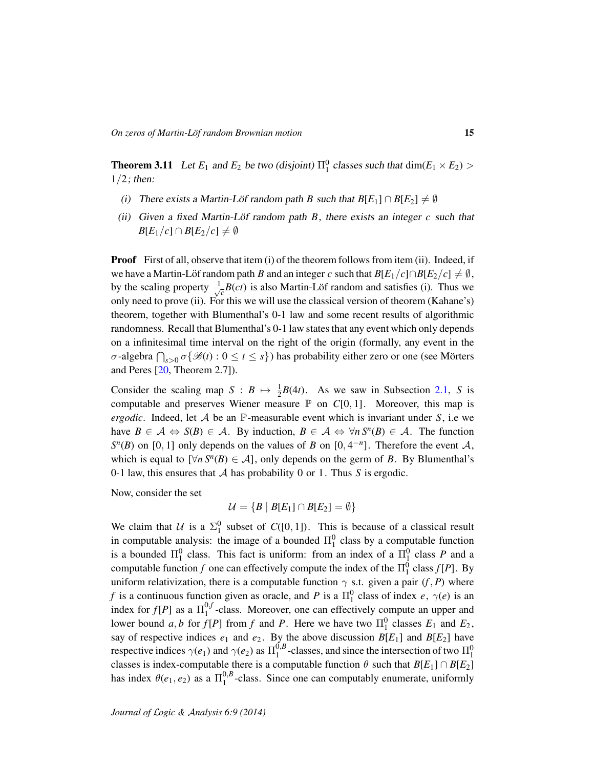**Theorem 3.11** *Let $E_1$ and $E_2$ be two (disjoint) $\Pi^0_1$ classes such that $\dim(E_1 \times E_2) > 1/2$; then:*

*(i) There exists a Martin-Löf random path $B$ such that $B[E_1] \cap B[E_2] \neq \emptyset$*

*(ii) Given a fixed Martin-Löf random path $B$, there exists an integer $c$ such that $B[E_1/c] \cap B[E_2/c] \neq \emptyset$*

**Proof** First of all, observe that item (i) of the theorem follows from item (ii). Indeed, if we have a Martin-Löf random path $B$ and an integer $c$ such that $B[E_1/c] \cap B[E_2/c] \neq \emptyset$, by the scaling property $\frac{1}{\sqrt{c}}B(ct)$ is also Martin-Löf random and satisfies (i). Thus we only need to prove (ii). For this we will use the classical version of theorem (Kahane's) theorem, together with Blumenthal's 0-1 law and some recent results of algorithmic randomness. Recall that Blumenthal's 0-1 law states that any event which only depends on a infinitesimal time interval on the right of the origin (formally, any event in the $\sigma$-algebra $\bigcap_{s>0} \sigma\{\mathscr{B}(t) : 0 \leq t \leq s\}$) has probability either zero or one (see Mörters and Peres [20, Theorem 2.7]).

Consider the scaling map $S : B \mapsto \frac{1}{2}B(4t)$. As we saw in Subsection 2.1, $S$ is computable and preserves Wiener measure $\mathbb{P}$ on $C[0,1]$. Moreover, this map is *ergodic*. Indeed, let $\mathcal{A}$ be an $\mathbb{P}$-measurable event which is invariant under $S$, i.e we have $B \in \mathcal{A} \Leftrightarrow S(B) \in \mathcal{A}$. By induction, $B \in \mathcal{A} \Leftrightarrow \forall n\, S^n(B) \in \mathcal{A}$. The function $S^n(B)$ on $[0,1]$ only depends on the values of $B$ on $[0, 4^{-n}]$. Therefore the event $\mathcal{A}$, which is equal to $[\forall n\, S^n(B) \in \mathcal{A}]$, only depends on the germ of $B$. By Blumenthal's 0-1 law, this ensures that $\mathcal{A}$ has probability 0 or 1. Thus $S$ is ergodic.

Now, consider the set

$$\mathcal{U} = \{B \mid B[E_1] \cap B[E_2] = \emptyset\}$$

We claim that $\mathcal{U}$ is a $\Sigma^0_1$ subset of $C([0,1])$. This is because of a classical result in computable analysis: the image of a bounded $\Pi^0_1$ class by a computable function is a bounded $\Pi^0_1$ class. This fact is uniform: from an index of a $\Pi^0_1$ class $P$ and a computable function $f$ one can effectively compute the index of the $\Pi^0_1$ class $f[P]$. By uniform relativization, there is a computable function $\gamma$ s.t. given a pair $(f, P)$ where $f$ is a continuous function given as oracle, and $P$ is a $\Pi^0_1$ class of index $e$, $\gamma(e)$ is an index for $f[P]$ as a $\Pi^{0,f}_1$-class. Moreover, one can effectively compute an upper and lower bound $a, b$ for $f[P]$ from $f$ and $P$. Here we have two $\Pi^0_1$ classes $E_1$ and $E_2$, say of respective indices $e_1$ and $e_2$. By the above discussion $B[E_1]$ and $B[E_2]$ have respective indices $\gamma(e_1)$ and $\gamma(e_2)$ as $\Pi^{0,B}_1$-classes, and since the intersection of two $\Pi^0_1$ classes is index-computable there is a computable function $\theta$ such that $B[E_1] \cap B[E_2]$ has index $\theta(e_1, e_2)$ as a $\Pi^{0,B}_1$-class. Since one can computably enumerate, uniformly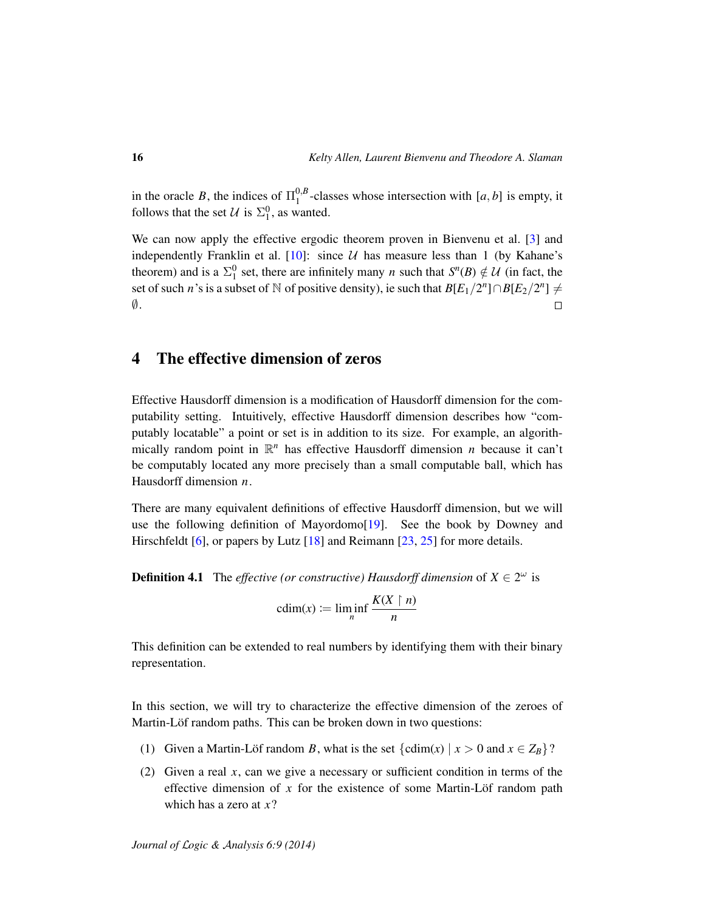in the oracle $B$, the indices of $\Pi^{0,B}_1$-classes whose intersection with $[a,b]$ is empty, it follows that the set $\mathcal{U}$ is $\Sigma^0_1$, as wanted.

We can now apply the effective ergodic theorem proven in Bienvenu et al. [3] and independently Franklin et al. [10]: since $\mathcal{U}$ has measure less than 1 (by Kahane's theorem) and is a $\Sigma^0_1$ set, there are infinitely many $n$ such that $S^n(B) \notin \mathcal{U}$ (in fact, the set of such $n$'s is a subset of $\mathbb{N}$ of positive density), ie such that $B[E_1/2^n] \cap B[E_2/2^n] \neq \emptyset$. □

## 4 The effective dimension of zeros

Effective Hausdorff dimension is a modification of Hausdorff dimension for the computability setting. Intuitively, effective Hausdorff dimension describes how "computably locatable" a point or set is in addition to its size. For example, an algorithmically random point in $\mathbb{R}^n$ has effective Hausdorff dimension $n$ because it can't be computably located any more precisely than a small computable ball, which has Hausdorff dimension $n$.

There are many equivalent definitions of effective Hausdorff dimension, but we will use the following definition of Mayordomo[19]. See the book by Downey and Hirschfeldt [6], or papers by Lutz [18] and Reimann [23, 25] for more details.

**Definition 4.1** The *effective (or constructive) Hausdorff dimension* of $X \in 2^\omega$ is

$$\mathrm{cdim}(x) := \liminf_n \frac{K(X \upharpoonright n)}{n}$$

This definition can be extended to real numbers by identifying them with their binary representation.

In this section, we will try to characterize the effective dimension of the zeroes of Martin-Löf random paths. This can be broken down in two questions:

(1) Given a Martin-Löf random $B$, what is the set $\{\mathrm{cdim}(x) \mid x > 0 \text{ and } x \in Z_B\}$?

(2) Given a real $x$, can we give a necessary or sufficient condition in terms of the effective dimension of $x$ for the existence of some Martin-Löf random path which has a zero at $x$?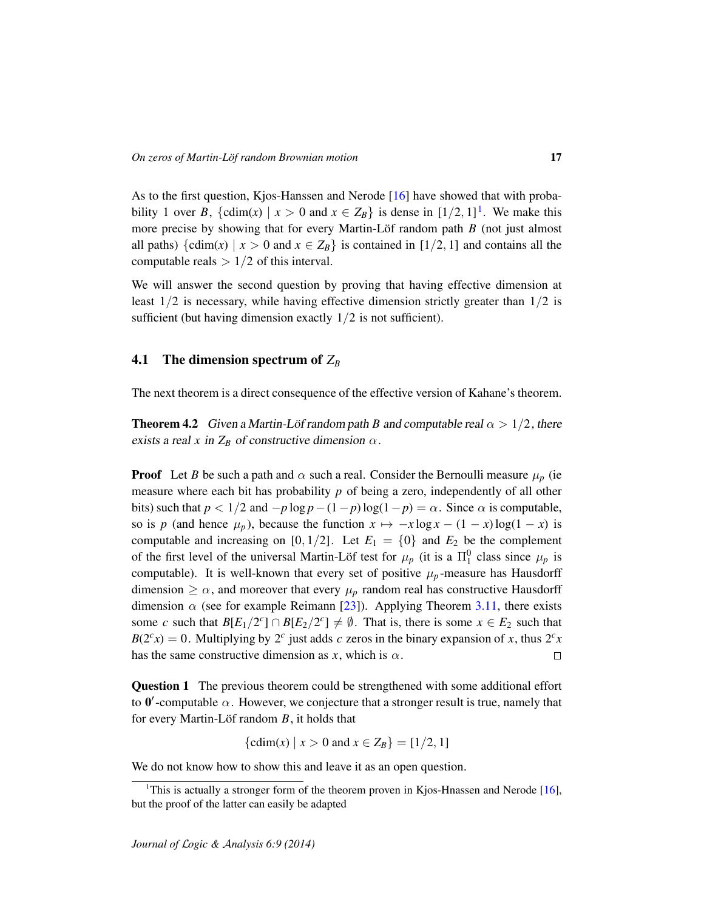As to the first question, Kjos-Hanssen and Nerode [16] have showed that with probability 1 over $B$, $\{\mathrm{cdim}(x) \mid x > 0 \text{ and } x \in Z_B\}$ is dense in $[1/2, 1]$[1]. We make this more precise by showing that for every Martin-Löf random path $B$ (not just almost all paths) $\{\mathrm{cdim}(x) \mid x > 0 \text{ and } x \in Z_B\}$ is contained in $[1/2, 1]$ and contains all the computable reals $> 1/2$ of this interval.

We will answer the second question by proving that having effective dimension at least $1/2$ is necessary, while having effective dimension strictly greater than $1/2$ is sufficient (but having dimension exactly $1/2$ is not sufficient).

## 4.1 The dimension spectrum of $Z_B$

The next theorem is a direct consequence of the effective version of Kahane's theorem.

**Theorem 4.2** *Given a Martin-Löf random path $B$ and computable real $\alpha > 1/2$, there exists a real $x$ in $Z_B$ of constructive dimension $\alpha$.*

**Proof** Let $B$ be such a path and $\alpha$ such a real. Consider the Bernoulli measure $\mu_p$ (ie measure where each bit has probability $p$ of being a zero, independently of all other bits) such that $p < 1/2$ and $-p \log p - (1-p)\log(1-p) = \alpha$. Since $\alpha$ is computable, so is $p$ (and hence $\mu_p$), because the function $x \mapsto -x \log x - (1-x)\log(1-x)$ is computable and increasing on $[0, 1/2]$. Let $E_1 = \{0\}$ and $E_2$ be the complement of the first level of the universal Martin-Löf test for $\mu_p$ (it is a $\Pi^0_1$ class since $\mu_p$ is computable). It is well-known that every set of positive $\mu_p$-measure has Hausdorff dimension $\geq \alpha$, and moreover that every $\mu_p$ random real has constructive Hausdorff dimension $\alpha$ (see for example Reimann [23]). Applying Theorem 3.11, there exists some $c$ such that $B[E_1/2^c] \cap B[E_2/2^c] \neq \emptyset$. That is, there is some $x \in E_2$ such that $B(2^c x) = 0$. Multiplying by $2^c$ just adds $c$ zeros in the binary expansion of $x$, thus $2^c x$ has the same constructive dimension as $x$, which is $\alpha$. $\square$

**Question 1** The previous theorem could be strengthened with some additional effort to $\mathbf{0}'$-computable $\alpha$. However, we conjecture that a stronger result is true, namely that for every Martin-Löf random $B$, it holds that

$$\{\mathrm{cdim}(x) \mid x > 0 \text{ and } x \in Z_B\} = [1/2, 1]$$

We do not know how to show this and leave it as an open question.

---

[1] This is actually a stronger form of the theorem proven in Kjos-Hnassen and Nerode [16], but the proof of the latter can easily be adapted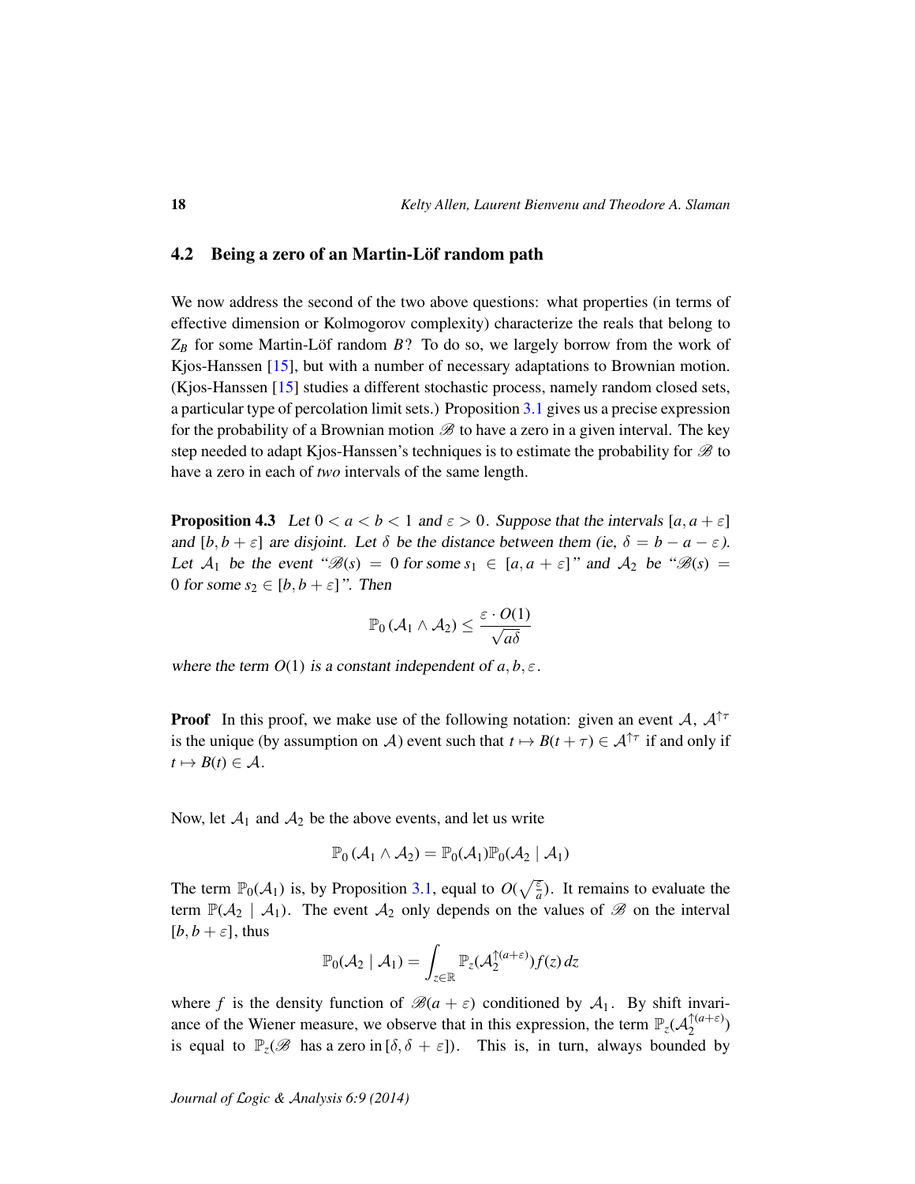### 4.2 Being a zero of an Martin-Löf random path

We now address the second of the two above questions: what properties (in terms of effective dimension or Kolmogorov complexity) characterize the reals that belong to $Z_B$ for some Martin-Löf random $B$? To do so, we largely borrow from the work of Kjos-Hanssen [15], but with a number of necessary adaptations to Brownian motion. (Kjos-Hanssen [15] studies a different stochastic process, namely random closed sets, a particular type of percolation limit sets.) Proposition 3.1 gives us a precise expression for the probability of a Brownian motion $\mathscr{B}$ to have a zero in a given interval. The key step needed to adapt Kjos-Hanssen's techniques is to estimate the probability for $\mathscr{B}$ to have a zero in each of *two* intervals of the same length.

**Proposition 4.3** *Let $0 < a < b < 1$ and $\varepsilon > 0$. Suppose that the intervals $[a, a+\varepsilon]$ and $[b, b+\varepsilon]$ are disjoint. Let $\delta$ be the distance between them (ie, $\delta = b - a - \varepsilon$). Let $\mathcal{A}_1$ be the event "$\mathscr{B}(s) = 0$ for some $s_1 \in [a, a+\varepsilon]$" and $\mathcal{A}_2$ be "$\mathscr{B}(s) = 0$ for some $s_2 \in [b, b+\varepsilon]$". Then*

$$\mathbb{P}_0\left(\mathcal{A}_1 \wedge \mathcal{A}_2\right) \leq \frac{\varepsilon \cdot O(1)}{\sqrt{a\delta}}$$

*where the term $O(1)$ is a constant independent of $a, b, \varepsilon$.*

**Proof** In this proof, we make use of the following notation: given an event $\mathcal{A}$, $\mathcal{A}^{\uparrow\tau}$ is the unique (by assumption on $\mathcal{A}$) event such that $t \mapsto B(t+\tau) \in \mathcal{A}^{\uparrow\tau}$ if and only if $t \mapsto B(t) \in \mathcal{A}$.

Now, let $\mathcal{A}_1$ and $\mathcal{A}_2$ be the above events, and let us write

$$\mathbb{P}_0\left(\mathcal{A}_1 \wedge \mathcal{A}_2\right) = \mathbb{P}_0(\mathcal{A}_1)\mathbb{P}_0(\mathcal{A}_2 \mid \mathcal{A}_1)$$

The term $\mathbb{P}_0(\mathcal{A}_1)$ is, by Proposition 3.1, equal to $O(\sqrt{\frac{\varepsilon}{a}})$. It remains to evaluate the term $\mathbb{P}(\mathcal{A}_2 \mid \mathcal{A}_1)$. The event $\mathcal{A}_2$ only depends on the values of $\mathscr{B}$ on the interval $[b, b+\varepsilon]$, thus

$$\mathbb{P}_0(\mathcal{A}_2 \mid \mathcal{A}_1) = \int_{z \in \mathbb{R}} \mathbb{P}_z(\mathcal{A}_2^{\uparrow(a+\varepsilon)}) f(z)\, dz$$

where $f$ is the density function of $\mathscr{B}(a+\varepsilon)$ conditioned by $\mathcal{A}_1$. By shift invariance of the Wiener measure, we observe that in this expression, the term $\mathbb{P}_z(\mathcal{A}_2^{\uparrow(a+\varepsilon)})$ is equal to $\mathbb{P}_z(\mathscr{B}$ has a zero in $[\delta, \delta+\varepsilon])$. This is, in turn, always bounded by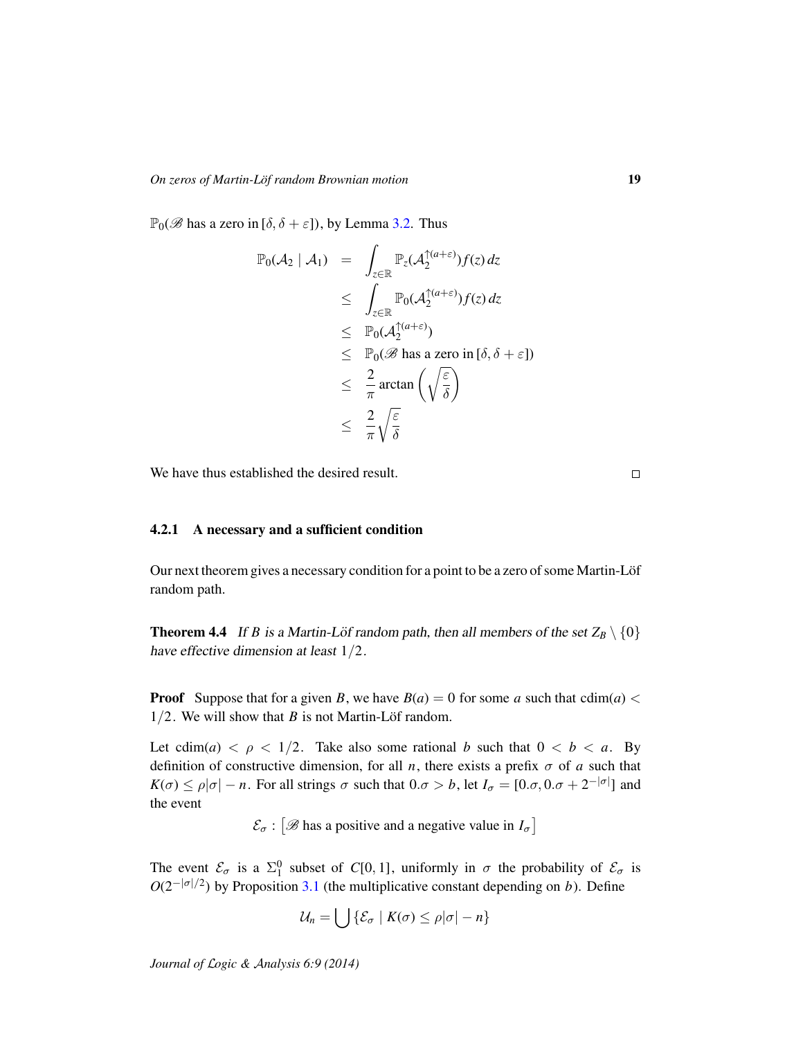$\mathbb{P}_0(\mathscr{B}$ has a zero in $[\delta, \delta+\varepsilon])$, by Lemma 3.2. Thus

$$
\begin{aligned}
\mathbb{P}_0(\mathcal{A}_2 \mid \mathcal{A}_1) &= \int_{z \in \mathbb{R}} \mathbb{P}_z(\mathcal{A}_2^{\uparrow(a+\varepsilon)}) f(z)\, dz \\
&\leq \int_{z \in \mathbb{R}} \mathbb{P}_0(\mathcal{A}_2^{\uparrow(a+\varepsilon)}) f(z)\, dz \\
&\leq \mathbb{P}_0(\mathcal{A}_2^{\uparrow(a+\varepsilon)}) \\
&\leq \mathbb{P}_0(\mathscr{B} \text{ has a zero in } [\delta, \delta+\varepsilon]) \\
&\leq \frac{2}{\pi} \arctan\left(\sqrt{\frac{\varepsilon}{\delta}}\right) \\
&\leq \frac{2}{\pi} \sqrt{\frac{\varepsilon}{\delta}}
\end{aligned}
$$

We have thus established the desired result. □

### 4.2.1 A necessary and a sufficient condition

Our next theorem gives a necessary condition for a point to be a zero of some Martin-Löf random path.

**Theorem 4.4** *If $B$ is a Martin-Löf random path, then all members of the set $Z_B \setminus \{0\}$ have effective dimension at least $1/2$.*

**Proof** Suppose that for a given $B$, we have $B(a) = 0$ for some $a$ such that $\mathrm{cdim}(a) < 1/2$. We will show that $B$ is not Martin-Löf random.

Let $\mathrm{cdim}(a) < \rho < 1/2$. Take also some rational $b$ such that $0 < b < a$. By definition of constructive dimension, for all $n$, there exists a prefix $\sigma$ of $a$ such that $K(\sigma) \leq \rho|\sigma| - n$. For all strings $\sigma$ such that $0.\sigma > b$, let $I_\sigma = [0.\sigma, 0.\sigma + 2^{-|\sigma|}]$ and the event

$$
\mathcal{E}_\sigma : \left[\mathscr{B} \text{ has a positive and a negative value in } I_\sigma\right]
$$

The event $\mathcal{E}_\sigma$ is a $\Sigma^0_1$ subset of $C[0,1]$, uniformly in $\sigma$ the probability of $\mathcal{E}_\sigma$ is $O(2^{-|\sigma|/2})$ by Proposition 3.1 (the multiplicative constant depending on $b$). Define

$$
\mathcal{U}_n = \bigcup \{\mathcal{E}_\sigma \mid K(\sigma) \leq \rho|\sigma| - n\}
$$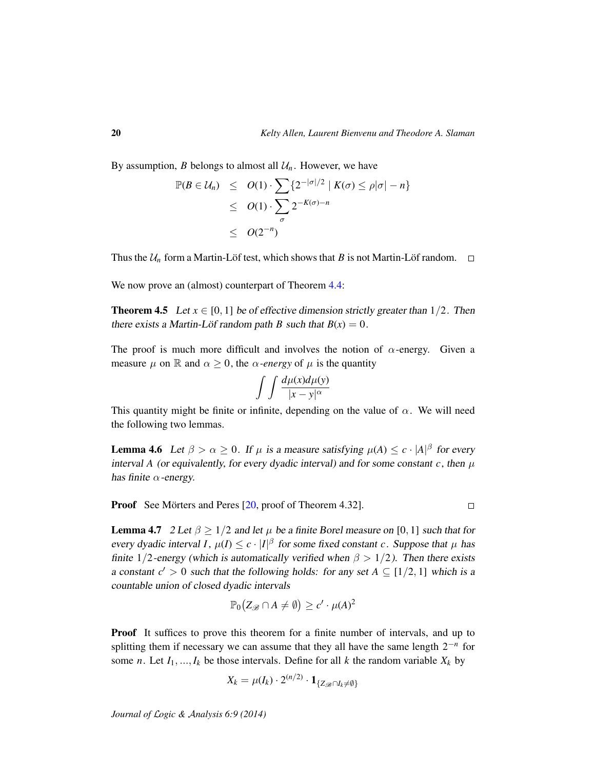By assumption, $B$ belongs to almost all $\mathcal{U}_n$. However, we have

$$
\begin{aligned}
\mathbb{P}(B \in \mathcal{U}_n) &\leq O(1) \cdot \sum \{2^{-|\sigma|/2} \mid K(\sigma) \leq \rho|\sigma| - n\} \\
&\leq O(1) \cdot \sum_{\sigma} 2^{-K(\sigma)-n} \\
&\leq O(2^{-n})
\end{aligned}
$$

Thus the $\mathcal{U}_n$ form a Martin-Löf test, which shows that $B$ is not Martin-Löf random. □

We now prove an (almost) counterpart of Theorem 4.4:

**Theorem 4.5** *Let $x \in [0,1]$ be of effective dimension strictly greater than $1/2$. Then there exists a Martin-Löf random path $B$ such that $B(x) = 0$.*

The proof is much more difficult and involves the notion of $\alpha$-energy. Given a measure $\mu$ on $\mathbb{R}$ and $\alpha \geq 0$, the *$\alpha$-energy* of $\mu$ is the quantity

$$
\int \int \frac{d\mu(x)d\mu(y)}{|x-y|^{\alpha}}
$$

This quantity might be finite or infinite, depending on the value of $\alpha$. We will need the following two lemmas.

**Lemma 4.6** *Let $\beta > \alpha \geq 0$. If $\mu$ is a measure satisfying $\mu(A) \leq c \cdot |A|^{\beta}$ for every interval $A$ (or equivalently, for every dyadic interval) and for some constant $c$, then $\mu$ has finite $\alpha$-energy.*

**Proof** See Mörters and Peres [20, proof of Theorem 4.32]. □

**Lemma 4.7** *2 Let $\beta \geq 1/2$ and let $\mu$ be a finite Borel measure on $[0,1]$ such that for every dyadic interval $I$, $\mu(I) \leq c \cdot |I|^{\beta}$ for some fixed constant $c$. Suppose that $\mu$ has finite $1/2$-energy (which is automatically verified when $\beta > 1/2$). Then there exists a constant $c' > 0$ such that the following holds: for any set $A \subseteq [1/2, 1]$ which is a countable union of closed dyadic intervals*

$$
\mathbb{P}_0\big(Z_{\mathscr{B}} \cap A \neq \emptyset\big) \geq c' \cdot \mu(A)^2
$$

**Proof** It suffices to prove this theorem for a finite number of intervals, and up to splitting them if necessary we can assume that they all have the same length $2^{-n}$ for some $n$. Let $I_1, \ldots, I_k$ be those intervals. Define for all $k$ the random variable $X_k$ by

$$
X_k = \mu(I_k) \cdot 2^{(n/2)} \cdot \mathbf{1}_{\{Z_{\mathscr{B}} \cap I_k \neq \emptyset\}}
$$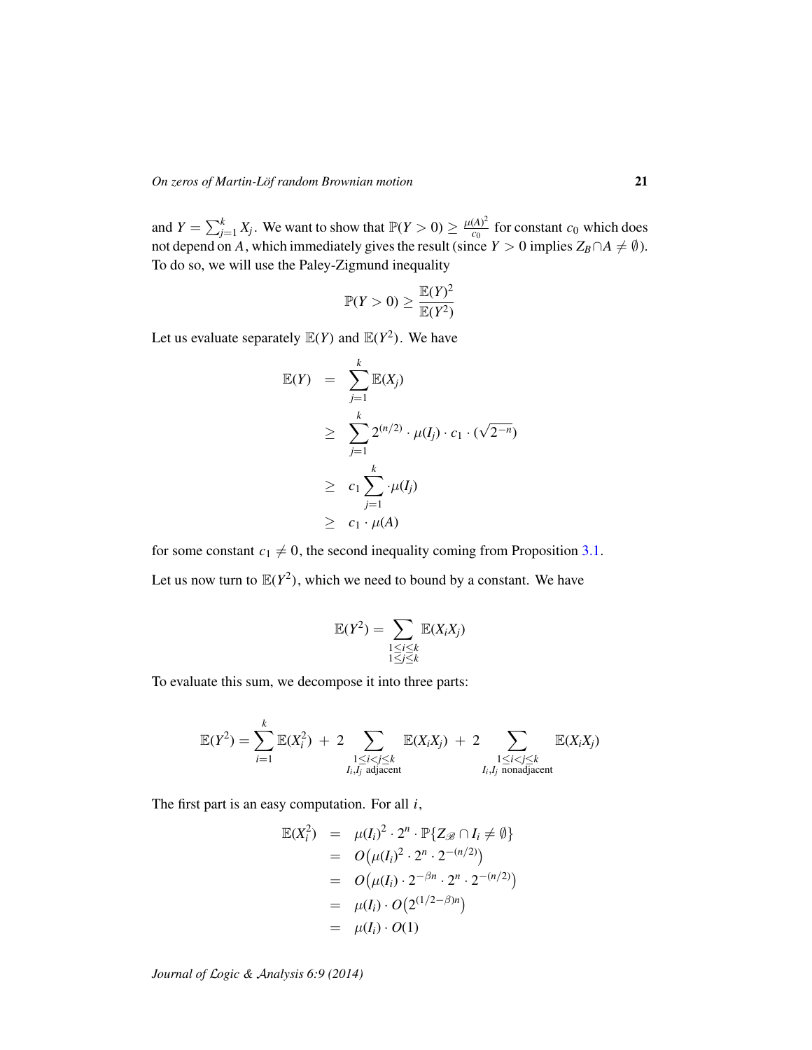and $Y = \sum_{j=1}^{k} X_j$. We want to show that $\mathbb{P}(Y > 0) \geq \frac{\mu(A)^2}{c_0}$ for constant $c_0$ which does not depend on $A$, which immediately gives the result (since $Y > 0$ implies $Z_B \cap A \neq \emptyset$). To do so, we will use the Paley-Zigmund inequality

$$\mathbb{P}(Y > 0) \geq \frac{\mathbb{E}(Y)^2}{\mathbb{E}(Y^2)}$$

Let us evaluate separately $\mathbb{E}(Y)$ and $\mathbb{E}(Y^2)$. We have

$$\begin{aligned}
\mathbb{E}(Y) &= \sum_{j=1}^{k} \mathbb{E}(X_j) \\
&\geq \sum_{j=1}^{k} 2^{(n/2)} \cdot \mu(I_j) \cdot c_1 \cdot (\sqrt{2^{-n}}) \\
&\geq c_1 \sum_{j=1}^{k} \cdot \mu(I_j) \\
&\geq c_1 \cdot \mu(A)
\end{aligned}$$

for some constant $c_1 \neq 0$, the second inequality coming from Proposition 3.1.

Let us now turn to $\mathbb{E}(Y^2)$, which we need to bound by a constant. We have

$$\mathbb{E}(Y^2) = \sum_{\substack{1 \leq i \leq k \\ 1 \leq j \leq k}} \mathbb{E}(X_i X_j)$$

To evaluate this sum, we decompose it into three parts:

$$\mathbb{E}(Y^2) = \sum_{i=1}^{k} \mathbb{E}(X_i^2) \; + \; 2 \sum_{\substack{1 \leq i < j \leq k \\ I_i, I_j \text{ adjacent}}} \mathbb{E}(X_i X_j) \; + \; 2 \sum_{\substack{1 \leq i < j \leq k \\ I_i, I_j \text{ nonadjacent}}} \mathbb{E}(X_i X_j)$$

The first part is an easy computation. For all $i$,

$$\begin{aligned}
\mathbb{E}(X_i^2) &= \mu(I_i)^2 \cdot 2^n \cdot \mathbb{P}\{Z_{\mathscr{B}} \cap I_i \neq \emptyset\} \\
&= O\big(\mu(I_i)^2 \cdot 2^n \cdot 2^{-(n/2)}\big) \\
&= O\big(\mu(I_i) \cdot 2^{-\beta n} \cdot 2^n \cdot 2^{-(n/2)}\big) \\
&= \mu(I_i) \cdot O\big(2^{(1/2-\beta)n}\big) \\
&= \mu(I_i) \cdot O(1)
\end{aligned}$$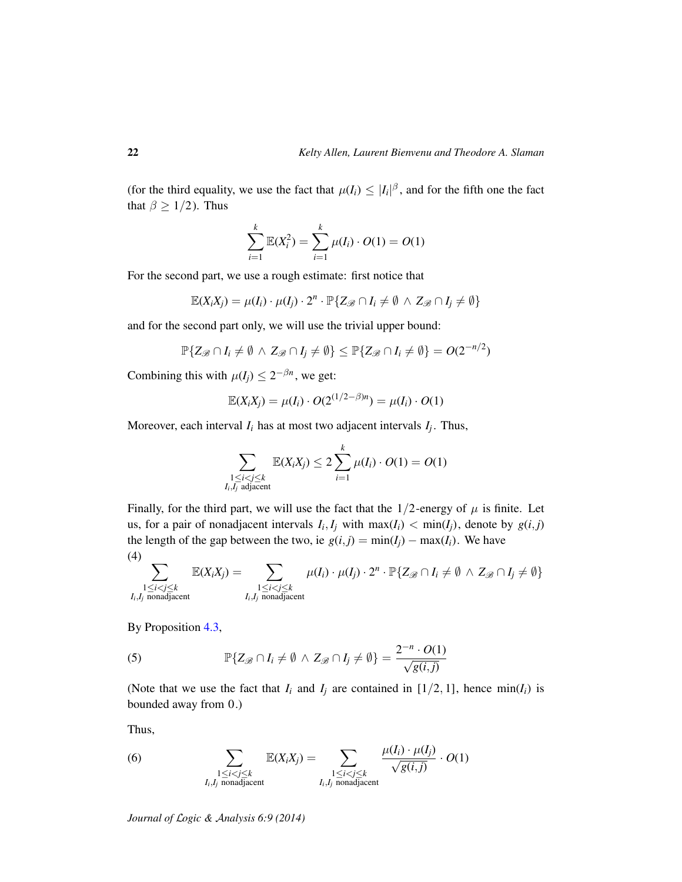(for the third equality, we use the fact that $\mu(I_i) \leq |I_i|^\beta$, and for the fifth one the fact that $\beta \geq 1/2$). Thus

$$\sum_{i=1}^{k} \mathbb{E}(X_i^2) = \sum_{i=1}^{k} \mu(I_i) \cdot O(1) = O(1)$$

For the second part, we use a rough estimate: first notice that

$$\mathbb{E}(X_i X_j) = \mu(I_i) \cdot \mu(I_j) \cdot 2^n \cdot \mathbb{P}\{Z_{\mathscr{B}} \cap I_i \neq \emptyset \,\wedge\, Z_{\mathscr{B}} \cap I_j \neq \emptyset\}$$

and for the second part only, we will use the trivial upper bound:

$$\mathbb{P}\{Z_{\mathscr{B}} \cap I_i \neq \emptyset \,\wedge\, Z_{\mathscr{B}} \cap I_j \neq \emptyset\} \leq \mathbb{P}\{Z_{\mathscr{B}} \cap I_i \neq \emptyset\} = O(2^{-n/2})$$

Combining this with $\mu(I_j) \leq 2^{-\beta n}$, we get:

$$\mathbb{E}(X_i X_j) = \mu(I_i) \cdot O(2^{(1/2-\beta)n}) = \mu(I_i) \cdot O(1)$$

Moreover, each interval $I_i$ has at most two adjacent intervals $I_j$. Thus,

$$\sum_{\substack{1 \leq i < j \leq k \\ I_i, I_j \text{ adjacent}}} \mathbb{E}(X_i X_j) \leq 2 \sum_{i=1}^{k} \mu(I_i) \cdot O(1) = O(1)$$

Finally, for the third part, we will use the fact that the $1/2$-energy of $\mu$ is finite. Let us, for a pair of nonadjacent intervals $I_i, I_j$ with $\max(I_i) < \min(I_j)$, denote by $g(i,j)$ the length of the gap between the two, ie $g(i,j) = \min(I_j) - \max(I_i)$. We have

(4)
$$\sum_{\substack{1 \leq i < j \leq k \\ I_i, I_j \text{ nonadjacent}}} \mathbb{E}(X_i X_j) = \sum_{\substack{1 \leq i < j \leq k \\ I_i, I_j \text{ nonadjacent}}} \mu(I_i) \cdot \mu(I_j) \cdot 2^n \cdot \mathbb{P}\{Z_{\mathscr{B}} \cap I_i \neq \emptyset \,\wedge\, Z_{\mathscr{B}} \cap I_j \neq \emptyset\}$$

By Proposition 4.3,

$$\mathbb{P}\{Z_{\mathscr{B}} \cap I_i \neq \emptyset \,\wedge\, Z_{\mathscr{B}} \cap I_j \neq \emptyset\} = \frac{2^{-n} \cdot O(1)}{\sqrt{g(i,j)}} \tag{5}$$

(Note that we use the fact that $I_i$ and $I_j$ are contained in $[1/2, 1]$, hence $\min(I_i)$ is bounded away from 0.)

Thus,

$$\sum_{\substack{1 \leq i < j \leq k \\ I_i, I_j \text{ nonadjacent}}} \mathbb{E}(X_i X_j) = \sum_{\substack{1 \leq i < j \leq k \\ I_i, I_j \text{ nonadjacent}}} \frac{\mu(I_i) \cdot \mu(I_j)}{\sqrt{g(i,j)}} \cdot O(1) \tag{6}$$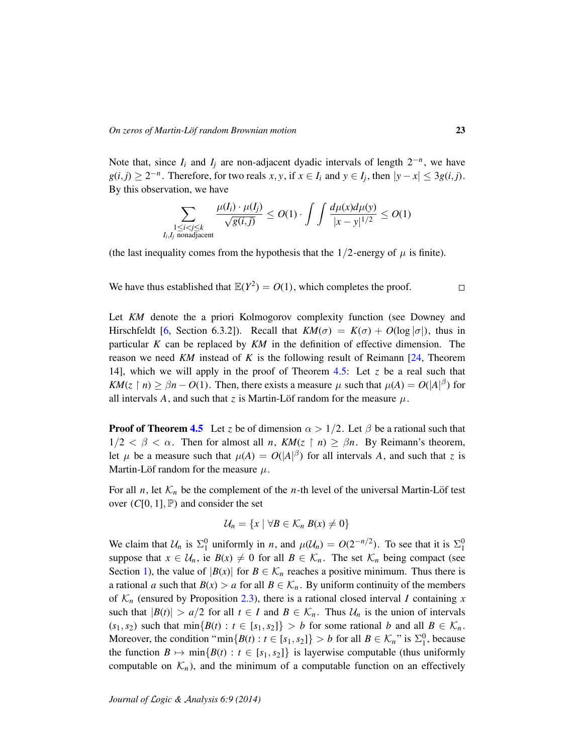Note that, since $I_i$ and $I_j$ are non-adjacent dyadic intervals of length $2^{-n}$, we have $g(i,j) \geq 2^{-n}$. Therefore, for two reals $x, y$, if $x \in I_i$ and $y \in I_j$, then $|y - x| \leq 3g(i,j)$. By this observation, we have

$$\sum_{\substack{1 \leq i < j \leq k \\ I_i, I_j \text{ nonadjacent}}} \frac{\mu(I_i) \cdot \mu(I_j)}{\sqrt{g(i,j)}} \leq O(1) \cdot \int \int \frac{d\mu(x) d\mu(y)}{|x-y|^{1/2}} \leq O(1)$$

(the last inequality comes from the hypothesis that the $1/2$-energy of $\mu$ is finite).

We have thus established that $\mathbb{E}(Y^2) = O(1)$, which completes the proof. □

Let *KM* denote the a priori Kolmogorov complexity function (see Downey and Hirschfeldt [6, Section 6.3.2]). Recall that $KM(\sigma) = K(\sigma) + O(\log |\sigma|)$, thus in particular $K$ can be replaced by $KM$ in the definition of effective dimension. The reason we need $KM$ instead of $K$ is the following result of Reimann [24, Theorem 14], which we will apply in the proof of Theorem 4.5: Let $z$ be a real such that $KM(z \upharpoonright n) \geq \beta n - O(1)$. Then, there exists a measure $\mu$ such that $\mu(A) = O(|A|^\beta)$ for all intervals $A$, and such that $z$ is Martin-Löf random for the measure $\mu$.

**Proof of Theorem 4.5** Let $z$ be of dimension $\alpha > 1/2$. Let $\beta$ be a rational such that $1/2 < \beta < \alpha$. Then for almost all $n$, $KM(z \upharpoonright n) \geq \beta n$. By Reimann's theorem, let $\mu$ be a measure such that $\mu(A) = O(|A|^\beta)$ for all intervals $A$, and such that $z$ is Martin-Löf random for the measure $\mu$.

For all $n$, let $\mathcal{K}_n$ be the complement of the $n$-th level of the universal Martin-Löf test over $(C[0,1], \mathbb{P})$ and consider the set

$$\mathcal{U}_n = \{x \mid \forall B \in \mathcal{K}_n \; B(x) \neq 0\}$$

We claim that $\mathcal{U}_n$ is $\Sigma^0_1$ uniformly in $n$, and $\mu(\mathcal{U}_n) = O(2^{-n/2})$. To see that it is $\Sigma^0_1$ suppose that $x \in \mathcal{U}_n$, ie $B(x) \neq 0$ for all $B \in \mathcal{K}_n$. The set $\mathcal{K}_n$ being compact (see Section 1), the value of $|B(x)|$ for $B \in \mathcal{K}_n$ reaches a positive minimum. Thus there is a rational $a$ such that $B(x) > a$ for all $B \in \mathcal{K}_n$. By uniform continuity of the members of $\mathcal{K}_n$ (ensured by Proposition 2.3), there is a rational closed interval $I$ containing $x$ such that $|B(t)| > a/2$ for all $t \in I$ and $B \in \mathcal{K}_n$. Thus $\mathcal{U}_n$ is the union of intervals $(s_1, s_2)$ such that $\min\{B(t) : t \in [s_1, s_2]\} > b$ for some rational $b$ and all $B \in \mathcal{K}_n$. Moreover, the condition "$\min\{B(t) : t \in [s_1, s_2]\} > b$ for all $B \in \mathcal{K}_n$" is $\Sigma^0_1$, because the function $B \mapsto \min\{B(t) : t \in [s_1, s_2]\}$ is layerwise computable (thus uniformly computable on $\mathcal{K}_n$), and the minimum of a computable function on an effectively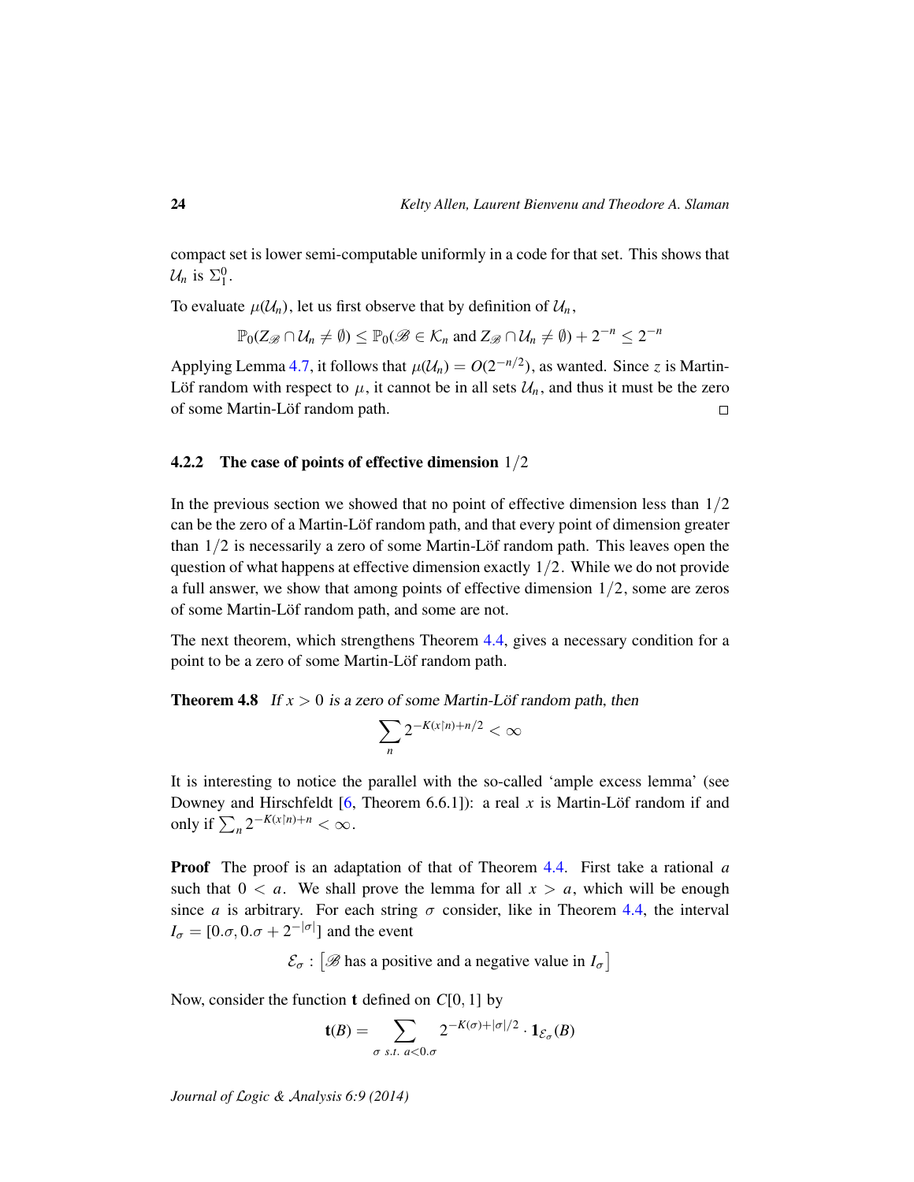compact set is lower semi-computable uniformly in a code for that set. This shows that $\mathcal{U}_n$ is $\Sigma^0_1$.

To evaluate $\mu(\mathcal{U}_n)$, let us first observe that by definition of $\mathcal{U}_n$,

$$\mathbb{P}_0(Z_{\mathscr{B}} \cap \mathcal{U}_n \neq \emptyset) \leq \mathbb{P}_0(\mathscr{B} \in \mathcal{K}_n \text{ and } Z_{\mathscr{B}} \cap \mathcal{U}_n \neq \emptyset) + 2^{-n} \leq 2^{-n}$$

Applying Lemma 4.7, it follows that $\mu(\mathcal{U}_n) = O(2^{-n/2})$, as wanted. Since $z$ is Martin-Löf random with respect to $\mu$, it cannot be in all sets $\mathcal{U}_n$, and thus it must be the zero of some Martin-Löf random path. $\square$

### 4.2.2 The case of points of effective dimension $1/2$

In the previous section we showed that no point of effective dimension less than $1/2$ can be the zero of a Martin-Löf random path, and that every point of dimension greater than $1/2$ is necessarily a zero of some Martin-Löf random path. This leaves open the question of what happens at effective dimension exactly $1/2$. While we do not provide a full answer, we show that among points of effective dimension $1/2$, some are zeros of some Martin-Löf random path, and some are not.

The next theorem, which strengthens Theorem 4.4, gives a necessary condition for a point to be a zero of some Martin-Löf random path.

**Theorem 4.8** *If $x > 0$ is a zero of some Martin-Löf random path, then*

$$\sum_n 2^{-K(x\upharpoonright n)+n/2} < \infty$$

It is interesting to notice the parallel with the so-called 'ample excess lemma' (see Downey and Hirschfeldt [6, Theorem 6.6.1]): a real $x$ is Martin-Löf random if and only if $\sum_n 2^{-K(x\upharpoonright n)+n} < \infty$.

**Proof** The proof is an adaptation of that of Theorem 4.4. First take a rational $a$ such that $0 < a$. We shall prove the lemma for all $x > a$, which will be enough since $a$ is arbitrary. For each string $\sigma$ consider, like in Theorem 4.4, the interval $I_\sigma = [0.\sigma, 0.\sigma + 2^{-|\sigma|}]$ and the event

$$\mathcal{E}_\sigma : \left[\mathscr{B} \text{ has a positive and a negative value in } I_\sigma\right]$$

Now, consider the function $\mathbf{t}$ defined on $C[0,1]$ by

$$\mathbf{t}(B) = \sum_{\sigma \text{ s.t. } a<0.\sigma} 2^{-K(\sigma)+|\sigma|/2} \cdot \mathbf{1}_{\mathcal{E}_\sigma}(B)$$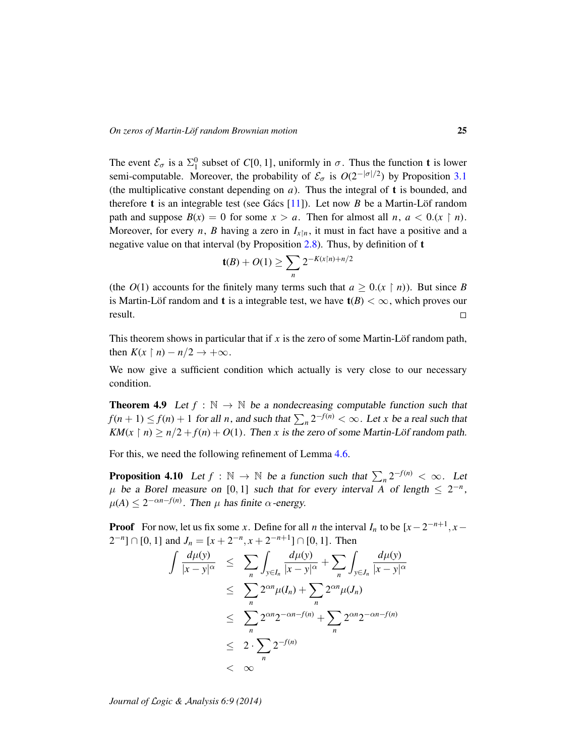The event $\mathcal{E}_\sigma$ is a $\Sigma^0_1$ subset of $C[0,1]$, uniformly in $\sigma$. Thus the function $\mathbf{t}$ is lower semi-computable. Moreover, the probability of $\mathcal{E}_\sigma$ is $O(2^{-|\sigma|/2})$ by Proposition 3.1 (the multiplicative constant depending on $a$). Thus the integral of $\mathbf{t}$ is bounded, and therefore $\mathbf{t}$ is an integrable test (see Gács [11]). Let now $B$ be a Martin-Löf random path and suppose $B(x) = 0$ for some $x > a$. Then for almost all $n$, $a < 0.(x \upharpoonright n)$. Moreover, for every $n$, $B$ having a zero in $I_{x \upharpoonright n}$, it must in fact have a positive and a negative value on that interval (by Proposition 2.8). Thus, by definition of $\mathbf{t}$

$$\mathbf{t}(B) + O(1) \geq \sum_n 2^{-K(x \upharpoonright n) + n/2}$$

(the $O(1)$ accounts for the finitely many terms such that $a \geq 0.(x \upharpoonright n)$). But since $B$ is Martin-Löf random and $\mathbf{t}$ is a integrable test, we have $\mathbf{t}(B) < \infty$, which proves our result. □

This theorem shows in particular that if $x$ is the zero of some Martin-Löf random path, then $K(x \upharpoonright n) - n/2 \to +\infty$.

We now give a sufficient condition which actually is very close to our necessary condition.

**Theorem 4.9** *Let $f : \mathbb{N} \to \mathbb{N}$ be a nondecreasing computable function such that $f(n+1) \leq f(n) + 1$ for all $n$, and such that $\sum_n 2^{-f(n)} < \infty$. Let $x$ be a real such that $KM(x \upharpoonright n) \geq n/2 + f(n) + O(1)$. Then $x$ is the zero of some Martin-Löf random path.*

For this, we need the following refinement of Lemma 4.6.

**Proposition 4.10** *Let $f : \mathbb{N} \to \mathbb{N}$ be a function such that $\sum_n 2^{-f(n)} < \infty$. Let $\mu$ be a Borel measure on $[0,1]$ such that for every interval $A$ of length $\leq 2^{-n}$, $\mu(A) \leq 2^{-\alpha n - f(n)}$. Then $\mu$ has finite $\alpha$-energy.*

**Proof** For now, let us fix some $x$. Define for all $n$ the interval $I_n$ to be $[x - 2^{-n+1}, x - 2^{-n}] \cap [0,1]$ and $J_n = [x + 2^{-n}, x + 2^{-n+1}] \cap [0,1]$. Then

$$\begin{aligned}
\int \frac{d\mu(y)}{|x-y|^\alpha} &\leq \sum_n \int_{y \in I_n} \frac{d\mu(y)}{|x-y|^\alpha} + \sum_n \int_{y \in J_n} \frac{d\mu(y)}{|x-y|^\alpha} \\
&\leq \sum_n 2^{\alpha n} \mu(I_n) + \sum_n 2^{\alpha n} \mu(J_n) \\
&\leq \sum_n 2^{\alpha n} 2^{-\alpha n - f(n)} + \sum_n 2^{\alpha n} 2^{-\alpha n - f(n)} \\
&\leq 2 \cdot \sum_n 2^{-f(n)} \\
&< \infty
\end{aligned}$$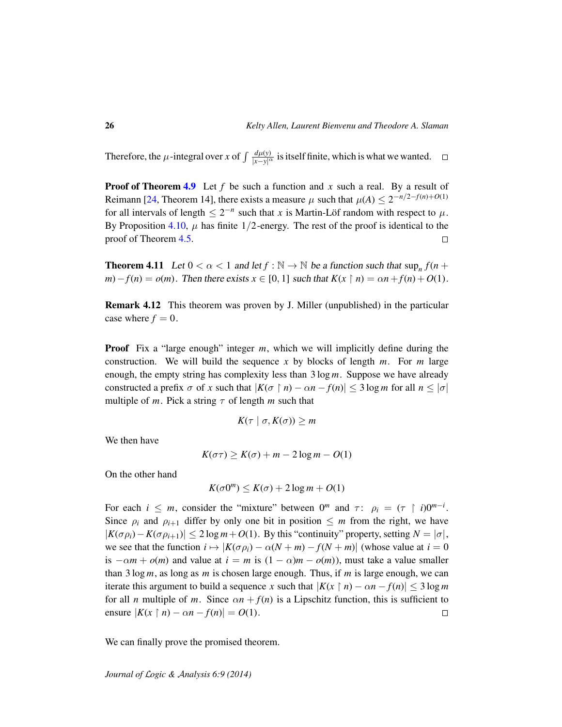Therefore, the $\mu$-integral over $x$ of $\int \frac{d\mu(y)}{|x-y|^\alpha}$ is itself finite, which is what we wanted. □

**Proof of Theorem 4.9** Let $f$ be such a function and $x$ such a real. By a result of Reimann [24, Theorem 14], there exists a measure $\mu$ such that $\mu(A) \leq 2^{-n/2-f(n)+O(1)}$ for all intervals of length $\leq 2^{-n}$ such that $x$ is Martin-Löf random with respect to $\mu$. By Proposition 4.10, $\mu$ has finite $1/2$-energy. The rest of the proof is identical to the proof of Theorem 4.5. □

**Theorem 4.11** *Let $0 < \alpha < 1$ and let $f : \mathbb{N} \to \mathbb{N}$ be a function such that $\sup_n f(n+m) - f(n) = o(m)$. Then there exists $x \in [0,1]$ such that $K(x \upharpoonright n) = \alpha n + f(n) + O(1)$.*

**Remark 4.12** This theorem was proven by J. Miller (unpublished) in the particular case where $f = 0$.

**Proof** Fix a "large enough" integer $m$, which we will implicitly define during the construction. We will build the sequence $x$ by blocks of length $m$. For $m$ large enough, the empty string has complexity less than $3\log m$. Suppose we have already constructed a prefix $\sigma$ of $x$ such that $|K(\sigma \upharpoonright n) - \alpha n - f(n)| \leq 3\log m$ for all $n \leq |\sigma|$ multiple of $m$. Pick a string $\tau$ of length $m$ such that

$$K(\tau \mid \sigma, K(\sigma)) \geq m$$

We then have

$$K(\sigma\tau) \geq K(\sigma) + m - 2\log m - O(1)$$

On the other hand

$$K(\sigma 0^m) \leq K(\sigma) + 2\log m + O(1)$$

For each $i \leq m$, consider the "mixture" between $0^m$ and $\tau$: $\rho_i = (\tau \upharpoonright i)0^{m-i}$. Since $\rho_i$ and $\rho_{i+1}$ differ by only one bit in position $\leq m$ from the right, we have $|K(\sigma\rho_i) - K(\sigma\rho_{i+1})| \leq 2\log m + O(1)$. By this "continuity" property, setting $N = |\sigma|$, we see that the function $i \mapsto |K(\sigma\rho_i) - \alpha(N+m) - f(N+m)|$ (whose value at $i = 0$ is $-\alpha m + o(m)$ and value at $i = m$ is $(1-\alpha)m - o(m)$), must take a value smaller than $3\log m$, as long as $m$ is chosen large enough. Thus, if $m$ is large enough, we can iterate this argument to build a sequence $x$ such that $|K(x \upharpoonright n) - \alpha n - f(n)| \leq 3\log m$ for all $n$ multiple of $m$. Since $\alpha n + f(n)$ is a Lipschitz function, this is sufficient to ensure $|K(x \upharpoonright n) - \alpha n - f(n)| = O(1)$. □

We can finally prove the promised theorem.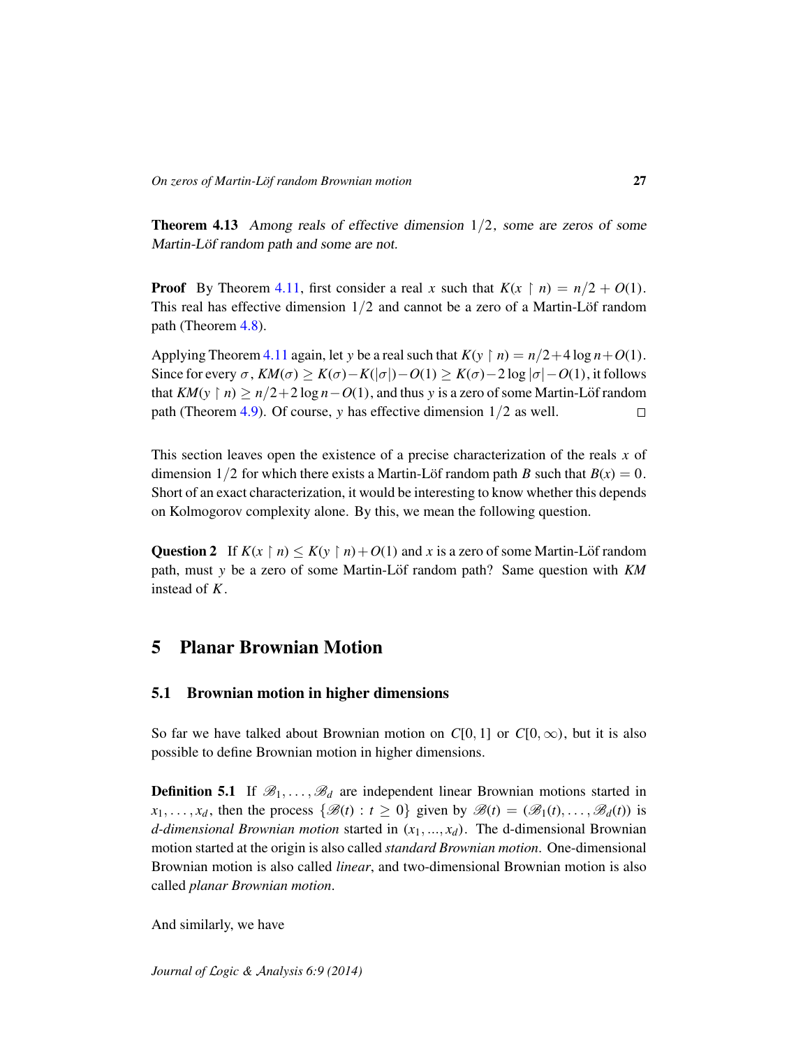**Theorem 4.13** *Among reals of effective dimension $1/2$, some are zeros of some Martin-Löf random path and some are not.*

**Proof** By Theorem 4.11, first consider a real $x$ such that $K(x \upharpoonright n) = n/2 + O(1)$. This real has effective dimension $1/2$ and cannot be a zero of a Martin-Löf random path (Theorem 4.8).

Applying Theorem 4.11 again, let $y$ be a real such that $K(y \upharpoonright n) = n/2 + 4 \log n + O(1)$. Since for every $\sigma$, $KM(\sigma) \geq K(\sigma) - K(|\sigma|) - O(1) \geq K(\sigma) - 2 \log |\sigma| - O(1)$, it follows that $KM(y \upharpoonright n) \geq n/2 + 2 \log n - O(1)$, and thus $y$ is a zero of some Martin-Löf random path (Theorem 4.9). Of course, $y$ has effective dimension $1/2$ as well. □

This section leaves open the existence of a precise characterization of the reals $x$ of dimension $1/2$ for which there exists a Martin-Löf random path $B$ such that $B(x) = 0$. Short of an exact characterization, it would be interesting to know whether this depends on Kolmogorov complexity alone. By this, we mean the following question.

**Question 2** If $K(x \upharpoonright n) \leq K(y \upharpoonright n) + O(1)$ and $x$ is a zero of some Martin-Löf random path, must $y$ be a zero of some Martin-Löf random path? Same question with $KM$ instead of $K$.

# 5 Planar Brownian Motion

## 5.1 Brownian motion in higher dimensions

So far we have talked about Brownian motion on $C[0, 1]$ or $C[0, \infty)$, but it is also possible to define Brownian motion in higher dimensions.

**Definition 5.1** If $\mathscr{B}_1, \ldots, \mathscr{B}_d$ are independent linear Brownian motions started in $x_1, \ldots, x_d$, then the process $\{\mathscr{B}(t) : t \geq 0\}$ given by $\mathscr{B}(t) = (\mathscr{B}_1(t), \ldots, \mathscr{B}_d(t))$ is *d-dimensional Brownian motion* started in $(x_1, ..., x_d)$. The d-dimensional Brownian motion started at the origin is also called *standard Brownian motion*. One-dimensional Brownian motion is also called *linear*, and two-dimensional Brownian motion is also called *planar Brownian motion*.

And similarly, we have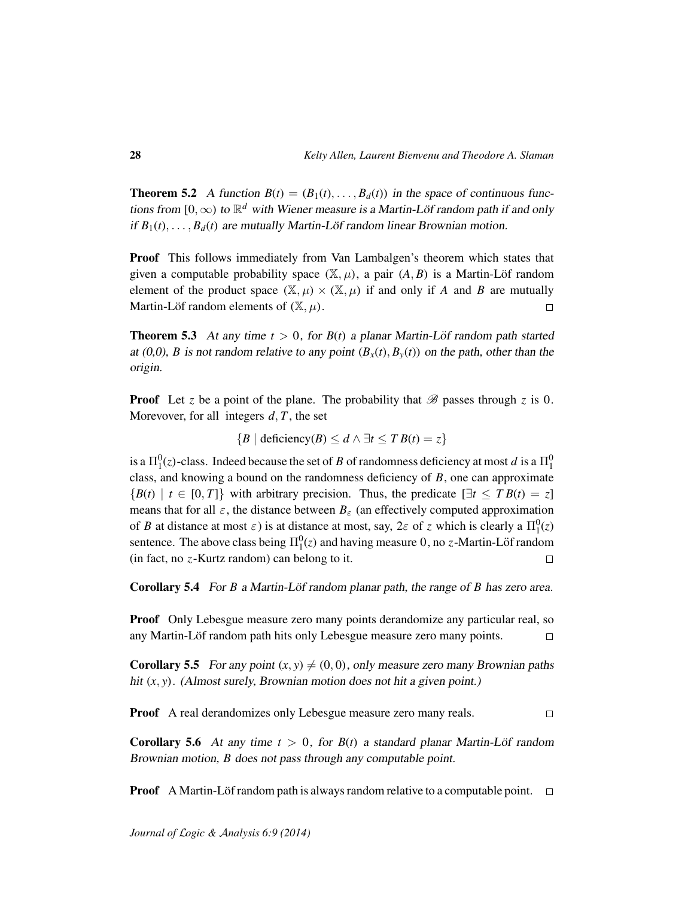**Theorem 5.2** *A function $B(t) = (B_1(t), \ldots, B_d(t))$ in the space of continuous functions from $[0, \infty)$ to $\mathbb{R}^d$ with Wiener measure is a Martin-Löf random path if and only if $B_1(t), \ldots, B_d(t)$ are mutually Martin-Löf random linear Brownian motion.*

**Proof** This follows immediately from Van Lambalgen's theorem which states that given a computable probability space $(\mathbb{X}, \mu)$, a pair $(A, B)$ is a Martin-Löf random element of the product space $(\mathbb{X}, \mu) \times (\mathbb{X}, \mu)$ if and only if $A$ and $B$ are mutually Martin-Löf random elements of $(\mathbb{X}, \mu)$. $\square$

**Theorem 5.3** *At any time $t > 0$, for $B(t)$ a planar Martin-Löf random path started at (0,0), $B$ is not random relative to any point $(B_x(t), B_y(t))$ on the path, other than the origin.*

**Proof** Let $z$ be a point of the plane. The probability that $\mathscr{B}$ passes through $z$ is 0. Morevover, for all integers $d, T$, the set

$$\{B \mid \text{deficiency}(B) \leq d \wedge \exists t \leq T \, B(t) = z\}$$

is a $\Pi^0_1(z)$-class. Indeed because the set of $B$ of randomness deficiency at most $d$ is a $\Pi^0_1$ class, and knowing a bound on the randomness deficiency of $B$, one can approximate $\{B(t) \mid t \in [0, T]\}$ with arbitrary precision. Thus, the predicate $[\exists t \leq T \, B(t) = z]$ means that for all $\varepsilon$, the distance between $B_\varepsilon$ (an effectively computed approximation of $B$ at distance at most $\varepsilon$) is at distance at most, say, $2\varepsilon$ of $z$ which is clearly a $\Pi^0_1(z)$ sentence. The above class being $\Pi^0_1(z)$ and having measure 0, no $z$-Martin-Löf random (in fact, no $z$-Kurtz random) can belong to it. $\square$

**Corollary 5.4** *For $B$ a Martin-Löf random planar path, the range of $B$ has zero area.*

**Proof** Only Lebesgue measure zero many points derandomize any particular real, so any Martin-Löf random path hits only Lebesgue measure zero many points. $\square$

**Corollary 5.5** *For any point $(x, y) \neq (0, 0)$, only measure zero many Brownian paths hit $(x, y)$. (Almost surely, Brownian motion does not hit a given point.)*

**Proof** A real derandomizes only Lebesgue measure zero many reals. $\square$

**Corollary 5.6** *At any time $t > 0$, for $B(t)$ a standard planar Martin-Löf random Brownian motion, $B$ does not pass through any computable point.*

**Proof** A Martin-Löf random path is always random relative to a computable point. $\square$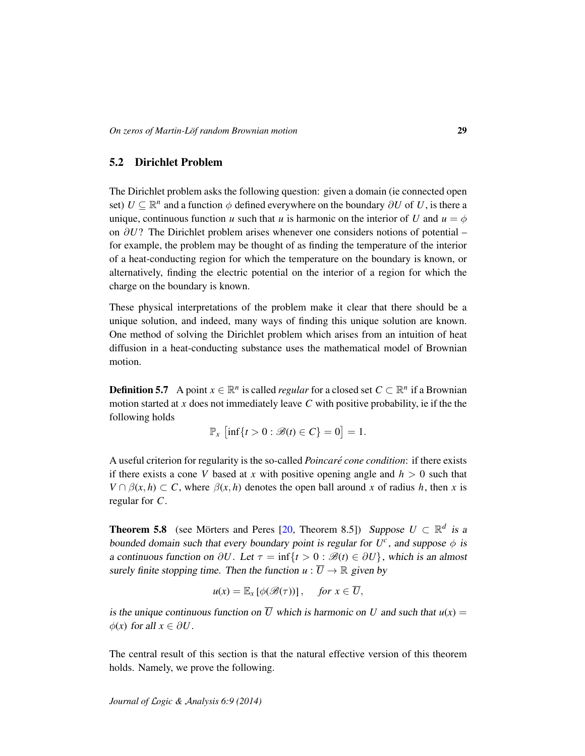## 5.2 Dirichlet Problem

The Dirichlet problem asks the following question: given a domain (ie connected open set) $U \subseteq \mathbb{R}^n$ and a function $\phi$ defined everywhere on the boundary $\partial U$ of $U$, is there a unique, continuous function $u$ such that $u$ is harmonic on the interior of $U$ and $u = \phi$ on $\partial U$? The Dirichlet problem arises whenever one considers notions of potential – for example, the problem may be thought of as finding the temperature of the interior of a heat-conducting region for which the temperature on the boundary is known, or alternatively, finding the electric potential on the interior of a region for which the charge on the boundary is known.

These physical interpretations of the problem make it clear that there should be a unique solution, and indeed, many ways of finding this unique solution are known. One method of solving the Dirichlet problem which arises from an intuition of heat diffusion in a heat-conducting substance uses the mathematical model of Brownian motion.

**Definition 5.7** A point $x \in \mathbb{R}^n$ is called *regular* for a closed set $C \subset \mathbb{R}^n$ if a Brownian motion started at $x$ does not immediately leave $C$ with positive probability, ie if the the following holds

$$\mathbb{P}_x \left[ \inf\{t > 0 : \mathscr{B}(t) \in C\} = 0 \right] = 1.$$

A useful criterion for regularity is the so-called *Poincaré cone condition*: if there exists if there exists a cone $V$ based at $x$ with positive opening angle and $h > 0$ such that $V \cap \beta(x, h) \subset C$, where $\beta(x, h)$ denotes the open ball around $x$ of radius $h$, then $x$ is regular for $C$.

**Theorem 5.8** (see Mörters and Peres [20, Theorem 8.5]) *Suppose $U \subset \mathbb{R}^d$ is a bounded domain such that every boundary point is regular for $U^c$, and suppose $\phi$ is a continuous function on $\partial U$. Let $\tau = \inf\{t > 0 : \mathscr{B}(t) \in \partial U\}$, which is an almost surely finite stopping time. Then the function $u : \overline{U} \to \mathbb{R}$ given by*

$$u(x) = \mathbb{E}_x \left[ \phi(\mathscr{B}(\tau)) \right], \quad \textit{for } x \in \overline{U},$$

*is the unique continuous function on $\overline{U}$ which is harmonic on $U$ and such that $u(x) = \phi(x)$ for all $x \in \partial U$.*

The central result of this section is that the natural effective version of this theorem holds. Namely, we prove the following.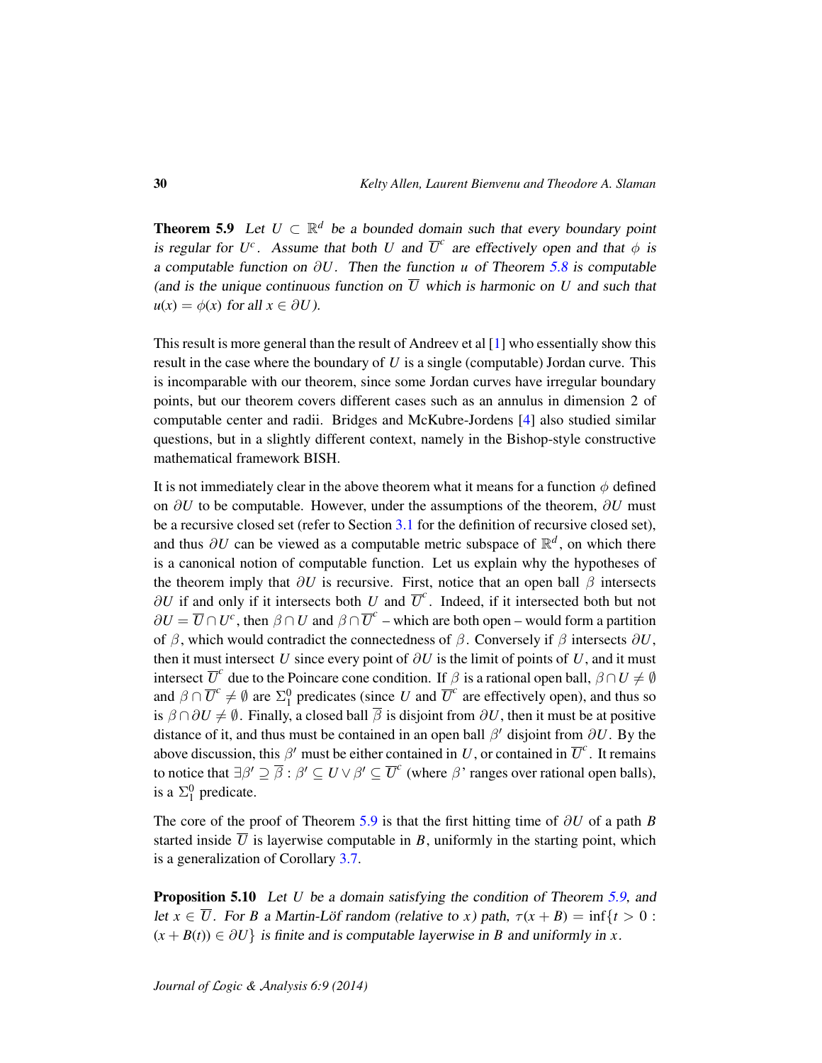**Theorem 5.9** *Let $U \subset \mathbb{R}^d$ be a bounded domain such that every boundary point is regular for $U^c$. Assume that both $U$ and $\overline{U}^c$ are effectively open and that $\phi$ is a computable function on $\partial U$. Then the function $u$ of Theorem 5.8 is computable (and is the unique continuous function on $\overline{U}$ which is harmonic on $U$ and such that $u(x) = \phi(x)$ for all $x \in \partial U$).*

This result is more general than the result of Andreev et al [1] who essentially show this result in the case where the boundary of $U$ is a single (computable) Jordan curve. This is incomparable with our theorem, since some Jordan curves have irregular boundary points, but our theorem covers different cases such as an annulus in dimension 2 of computable center and radii. Bridges and McKubre-Jordens [4] also studied similar questions, but in a slightly different context, namely in the Bishop-style constructive mathematical framework BISH.

It is not immediately clear in the above theorem what it means for a function $\phi$ defined on $\partial U$ to be computable. However, under the assumptions of the theorem, $\partial U$ must be a recursive closed set (refer to Section 3.1 for the definition of recursive closed set), and thus $\partial U$ can be viewed as a computable metric subspace of $\mathbb{R}^d$, on which there is a canonical notion of computable function. Let us explain why the hypotheses of the theorem imply that $\partial U$ is recursive. First, notice that an open ball $\beta$ intersects $\partial U$ if and only if it intersects both $U$ and $\overline{U}^c$. Indeed, if it intersected both but not $\partial U = \overline{U} \cap U^c$, then $\beta \cap U$ and $\beta \cap \overline{U}^c$ – which are both open – would form a partition of $\beta$, which would contradict the connectedness of $\beta$. Conversely if $\beta$ intersects $\partial U$, then it must intersect $U$ since every point of $\partial U$ is the limit of points of $U$, and it must intersect $\overline{U}^c$ due to the Poincare cone condition. If $\beta$ is a rational open ball, $\beta \cap U \neq \emptyset$ and $\beta \cap \overline{U}^c \neq \emptyset$ are $\Sigma^0_1$ predicates (since $U$ and $\overline{U}^c$ are effectively open), and thus so is $\beta \cap \partial U \neq \emptyset$. Finally, a closed ball $\overline{\beta}$ is disjoint from $\partial U$, then it must be at positive distance of it, and thus must be contained in an open ball $\beta'$ disjoint from $\partial U$. By the above discussion, this $\beta'$ must be either contained in $U$, or contained in $\overline{U}^c$. It remains to notice that $\exists \beta' \supseteq \overline{\beta} : \beta' \subseteq U \vee \beta' \subseteq \overline{U}^c$ (where $\beta$' ranges over rational open balls), is a $\Sigma^0_1$ predicate.

The core of the proof of Theorem 5.9 is that the first hitting time of $\partial U$ of a path $B$ started inside $\overline{U}$ is layerwise computable in $B$, uniformly in the starting point, which is a generalization of Corollary 3.7.

**Proposition 5.10** *Let $U$ be a domain satisfying the condition of Theorem 5.9, and let $x \in \overline{U}$. For $B$ a Martin-Löf random (relative to $x$) path, $\tau(x + B) = \inf\{t > 0 : (x + B(t)) \in \partial U\}$ is finite and is computable layerwise in $B$ and uniformly in $x$.*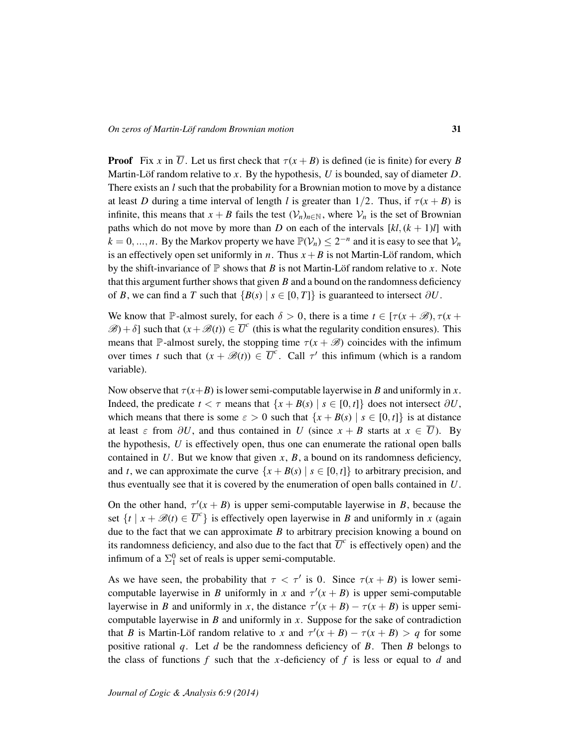**Proof** Fix $x$ in $\overline{U}$. Let us first check that $\tau(x+B)$ is defined (ie is finite) for every $B$ Martin-Löf random relative to $x$. By the hypothesis, $U$ is bounded, say of diameter $D$. There exists an $l$ such that the probability for a Brownian motion to move by a distance at least $D$ during a time interval of length $l$ is greater than $1/2$. Thus, if $\tau(x+B)$ is infinite, this means that $x+B$ fails the test $(\mathcal{V}_n)_{n\in\mathbb{N}}$, where $\mathcal{V}_n$ is the set of Brownian paths which do not move by more than $D$ on each of the intervals $[kl,(k+1)l]$ with $k=0,...,n$. By the Markov property we have $\mathbb{P}(\mathcal{V}_n) \leq 2^{-n}$ and it is easy to see that $\mathcal{V}_n$ is an effectively open set uniformly in $n$. Thus $x+B$ is not Martin-Löf random, which by the shift-invariance of $\mathbb{P}$ shows that $B$ is not Martin-Löf random relative to $x$. Note that this argument further shows that given $B$ and a bound on the randomness deficiency of $B$, we can find a $T$ such that $\{B(s) \mid s \in [0,T]\}$ is guaranteed to intersect $\partial U$.

We know that $\mathbb{P}$-almost surely, for each $\delta > 0$, there is a time $t \in [\tau(x+\mathscr{B}), \tau(x+\mathscr{B})+\delta]$ such that $(x+\mathscr{B}(t)) \in \overline{U}^c$ (this is what the regularity condition ensures). This means that $\mathbb{P}$-almost surely, the stopping time $\tau(x+\mathscr{B})$ coincides with the infimum over times $t$ such that $(x+\mathscr{B}(t)) \in \overline{U}^c$. Call $\tau'$ this infimum (which is a random variable).

Now observe that $\tau(x+B)$ is lower semi-computable layerwise in $B$ and uniformly in $x$. Indeed, the predicate $t < \tau$ means that $\{x+B(s) \mid s \in [0,t]\}$ does not intersect $\partial U$, which means that there is some $\varepsilon > 0$ such that $\{x+B(s) \mid s \in [0,t]\}$ is at distance at least $\varepsilon$ from $\partial U$, and thus contained in $U$ (since $x+B$ starts at $x \in \overline{U}$). By the hypothesis, $U$ is effectively open, thus one can enumerate the rational open balls contained in $U$. But we know that given $x$, $B$, a bound on its randomness deficiency, and $t$, we can approximate the curve $\{x+B(s) \mid s \in [0,t]\}$ to arbitrary precision, and thus eventually see that it is covered by the enumeration of open balls contained in $U$.

On the other hand, $\tau'(x+B)$ is upper semi-computable layerwise in $B$, because the set $\{t \mid x+\mathscr{B}(t) \in \overline{U}^c\}$ is effectively open layerwise in $B$ and uniformly in $x$ (again due to the fact that we can approximate $B$ to arbitrary precision knowing a bound on its randomness deficiency, and also due to the fact that $\overline{U}^c$ is effectively open) and the infimum of a $\Sigma^0_1$ set of reals is upper semi-computable.

As we have seen, the probability that $\tau < \tau'$ is 0. Since $\tau(x+B)$ is lower semi-computable layerwise in $B$ uniformly in $x$ and $\tau'(x+B)$ is upper semi-computable layerwise in $B$ and uniformly in $x$, the distance $\tau'(x+B) - \tau(x+B)$ is upper semi-computable layerwise in $B$ and uniformly in $x$. Suppose for the sake of contradiction that $B$ is Martin-Löf random relative to $x$ and $\tau'(x+B) - \tau(x+B) > q$ for some positive rational $q$. Let $d$ be the randomness deficiency of $B$. Then $B$ belongs to the class of functions $f$ such that the $x$-deficiency of $f$ is less or equal to $d$ and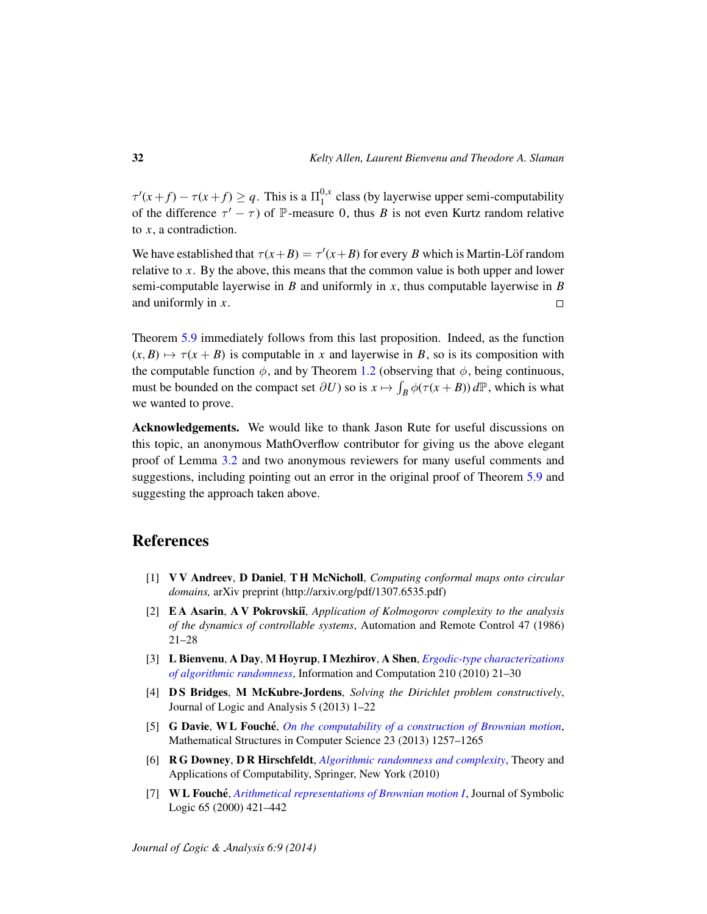$\tau'(x+f) - \tau(x+f) \geq q$. This is a $\Pi^{0,x}_1$ class (by layerwise upper semi-computability of the difference $\tau' - \tau$) of $\mathbb{P}$-measure 0, thus $B$ is not even Kurtz random relative to $x$, a contradiction.

We have established that $\tau(x+B) = \tau'(x+B)$ for every $B$ which is Martin-Löf random relative to $x$. By the above, this means that the common value is both upper and lower semi-computable layerwise in $B$ and uniformly in $x$, thus computable layerwise in $B$ and uniformly in $x$. □

Theorem 5.9 immediately follows from this last proposition. Indeed, as the function $(x, B) \mapsto \tau(x + B)$ is computable in $x$ and layerwise in $B$, so is its composition with the computable function $\phi$, and by Theorem 1.2 (observing that $\phi$, being continuous, must be bounded on the compact set $\partial U$) so is $x \mapsto \int_B \phi(\tau(x + B))\, d\mathbb{P}$, which is what we wanted to prove.

**Acknowledgements.** We would like to thank Jason Rute for useful discussions on this topic, an anonymous MathOverflow contributor for giving us the above elegant proof of Lemma 3.2 and two anonymous reviewers for many useful comments and suggestions, including pointing out an error in the original proof of Theorem 5.9 and suggesting the approach taken above.

## References

[1] **V V Andreev**, **D Daniel**, **T H McNicholl**, *Computing conformal maps onto circular domains,* arXiv preprint (http://arxiv.org/pdf/1307.6535.pdf)

[2] **E A Asarin**, **A V Pokrovskiĭ**, *Application of Kolmogorov complexity to the analysis of the dynamics of controllable systems*, Automation and Remote Control 47 (1986) 21–28

[3] **L Bienvenu**, **A Day**, **M Hoyrup**, **I Mezhirov**, **A Shen**, *Ergodic-type characterizations of algorithmic randomness*, Information and Computation 210 (2010) 21–30

[4] **D S Bridges**, **M McKubre-Jordens**, *Solving the Dirichlet problem constructively*, Journal of Logic and Analysis 5 (2013) 1–22

[5] **G Davie**, **W L Fouché**, *On the computability of a construction of Brownian motion*, Mathematical Structures in Computer Science 23 (2013) 1257–1265

[6] **R G Downey**, **D R Hirschfeldt**, *Algorithmic randomness and complexity*, Theory and Applications of Computability, Springer, New York (2010)

[7] **W L Fouché**, *Arithmetical representations of Brownian motion I*, Journal of Symbolic Logic 65 (2000) 421–442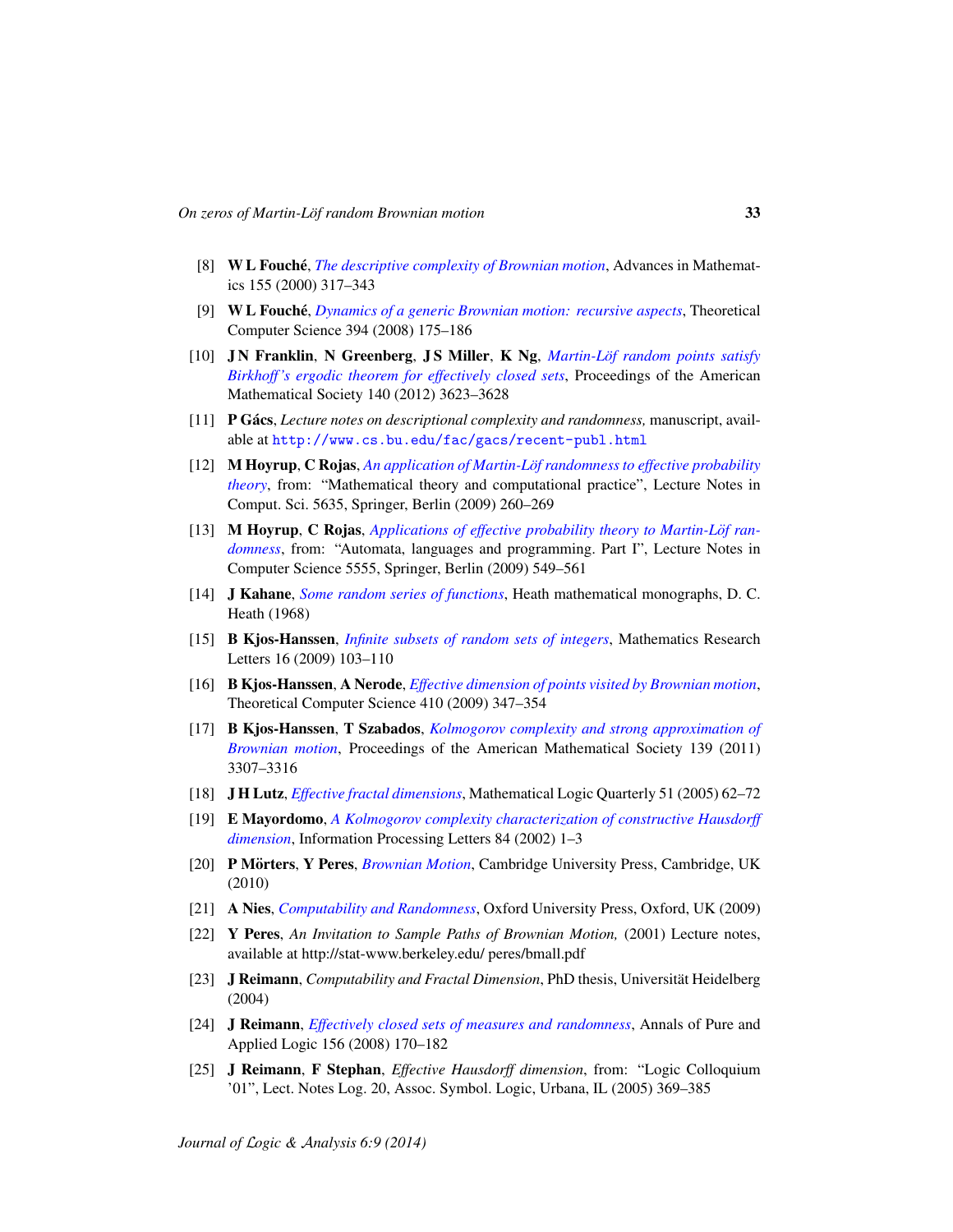- [8] **W L Fouché**, *The descriptive complexity of Brownian motion*, Advances in Mathematics 155 (2000) 317–343
- [9] **W L Fouché**, *Dynamics of a generic Brownian motion: recursive aspects*, Theoretical Computer Science 394 (2008) 175–186
- [10] **J N Franklin**, **N Greenberg**, **J S Miller**, **K Ng**, *Martin-Löf random points satisfy Birkhoff's ergodic theorem for effectively closed sets*, Proceedings of the American Mathematical Society 140 (2012) 3623–3628
- [11] **P Gács**, *Lecture notes on descriptional complexity and randomness,* manuscript, available at `http://www.cs.bu.edu/fac/gacs/recent-publ.html`
- [12] **M Hoyrup**, **C Rojas**, *An application of Martin-Löf randomness to effective probability theory*, from: "Mathematical theory and computational practice", Lecture Notes in Comput. Sci. 5635, Springer, Berlin (2009) 260–269
- [13] **M Hoyrup**, **C Rojas**, *Applications of effective probability theory to Martin-Löf randomness*, from: "Automata, languages and programming. Part I", Lecture Notes in Computer Science 5555, Springer, Berlin (2009) 549–561
- [14] **J Kahane**, *Some random series of functions*, Heath mathematical monographs, D. C. Heath (1968)
- [15] **B Kjos-Hanssen**, *Infinite subsets of random sets of integers*, Mathematics Research Letters 16 (2009) 103–110
- [16] **B Kjos-Hanssen**, **A Nerode**, *Effective dimension of points visited by Brownian motion*, Theoretical Computer Science 410 (2009) 347–354
- [17] **B Kjos-Hanssen**, **T Szabados**, *Kolmogorov complexity and strong approximation of Brownian motion*, Proceedings of the American Mathematical Society 139 (2011) 3307–3316
- [18] **J H Lutz**, *Effective fractal dimensions*, Mathematical Logic Quarterly 51 (2005) 62–72
- [19] **E Mayordomo**, *A Kolmogorov complexity characterization of constructive Hausdorff dimension*, Information Processing Letters 84 (2002) 1–3
- [20] **P Mörters**, **Y Peres**, *Brownian Motion*, Cambridge University Press, Cambridge, UK (2010)
- [21] **A Nies**, *Computability and Randomness*, Oxford University Press, Oxford, UK (2009)
- [22] **Y Peres**, *An Invitation to Sample Paths of Brownian Motion,* (2001) Lecture notes, available at http://stat-www.berkeley.edu/ peres/bmall.pdf
- [23] **J Reimann**, *Computability and Fractal Dimension*, PhD thesis, Universität Heidelberg (2004)
- [24] **J Reimann**, *Effectively closed sets of measures and randomness*, Annals of Pure and Applied Logic 156 (2008) 170–182
- [25] **J Reimann**, **F Stephan**, *Effective Hausdorff dimension*, from: "Logic Colloquium '01", Lect. Notes Log. 20, Assoc. Symbol. Logic, Urbana, IL (2005) 369–385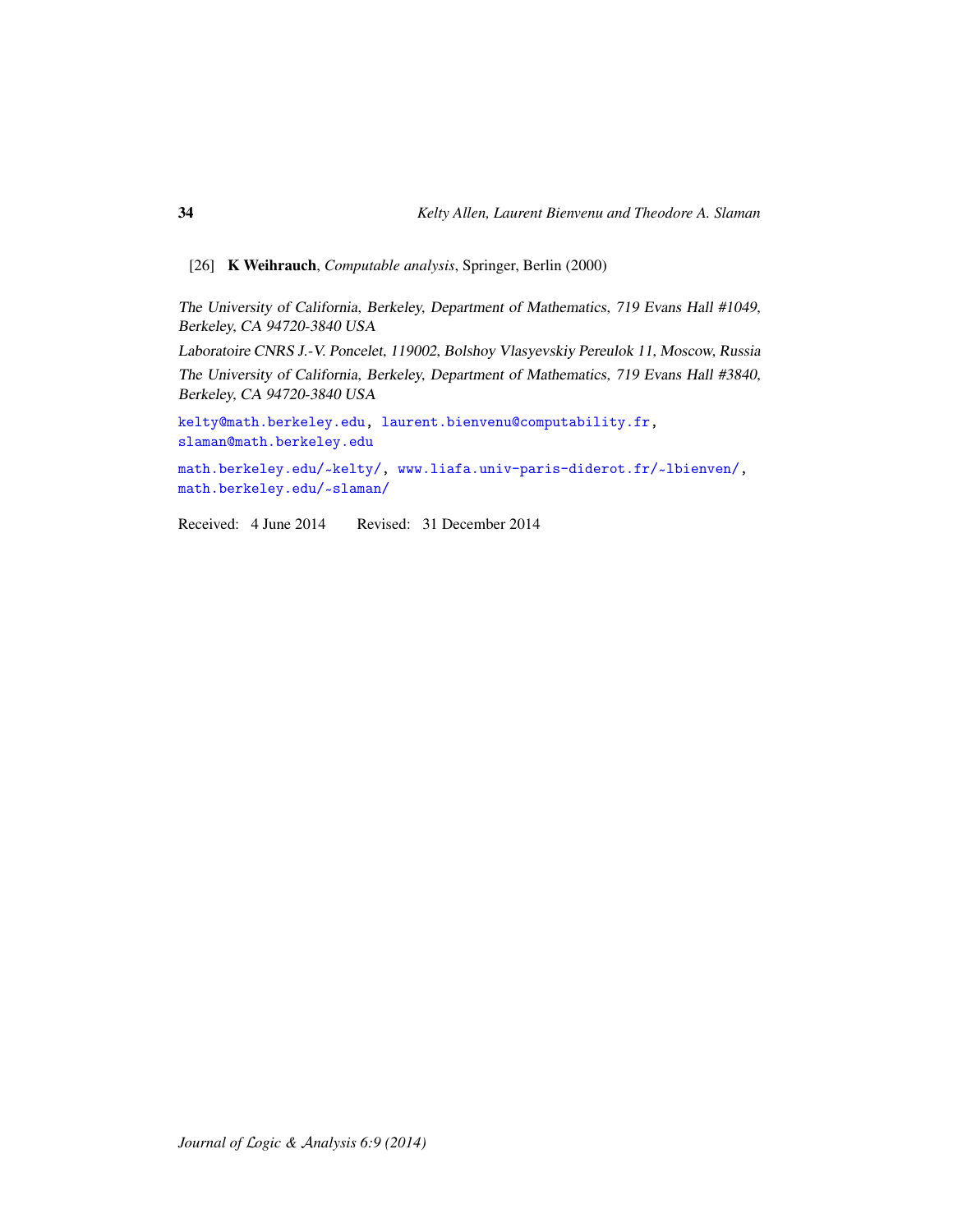[26] **K Weihrauch**, *Computable analysis*, Springer, Berlin (2000)

*The University of California, Berkeley, Department of Mathematics, 719 Evans Hall #1049, Berkeley, CA 94720-3840 USA*

*Laboratoire CNRS J.-V. Poncelet, 119002, Bolshoy Vlasyevskiy Pereulok 11, Moscow, Russia*

*The University of California, Berkeley, Department of Mathematics, 719 Evans Hall #3840, Berkeley, CA 94720-3840 USA*

kelty@math.berkeley.edu, laurent.bienvenu@computability.fr, slaman@math.berkeley.edu

math.berkeley.edu/~kelty/, www.liafa.univ-paris-diderot.fr/~lbienven/, math.berkeley.edu/~slaman/

Received: 4 June 2014 Revised: 31 December 2014